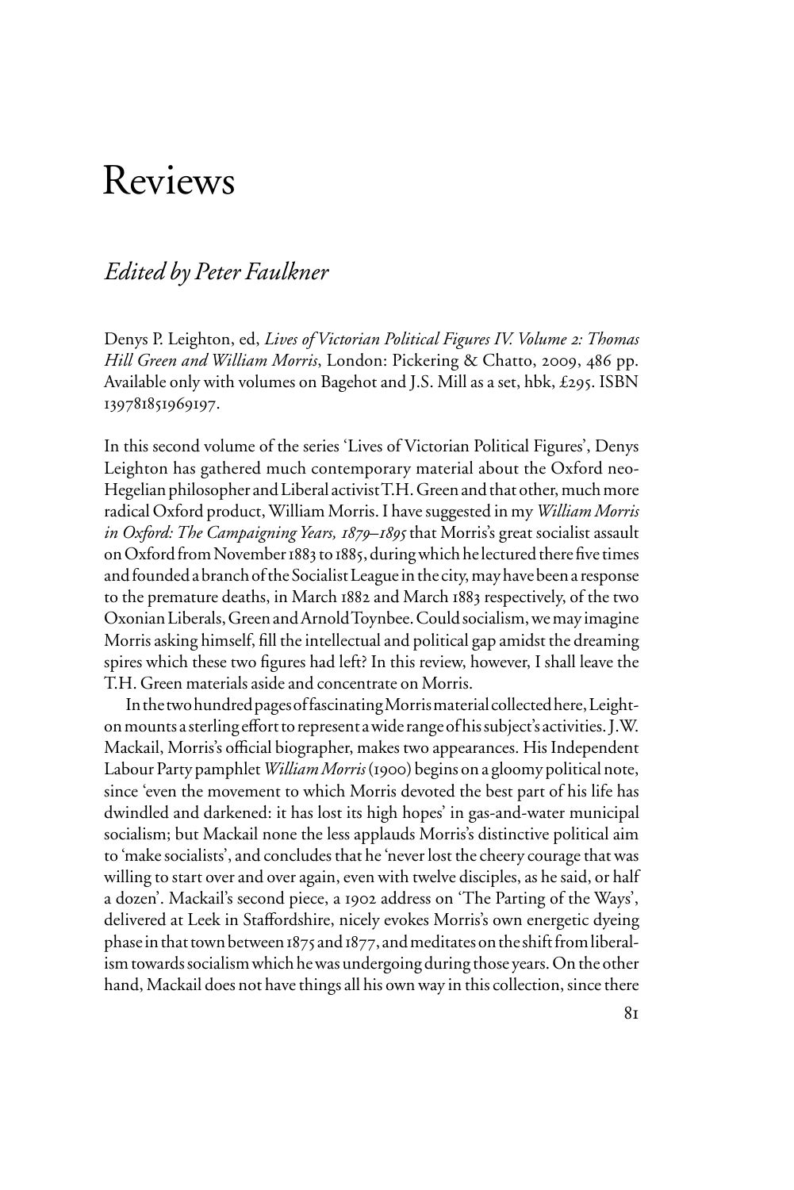# Reviews

## *Edited by Peter Faulkner*

Denys P. Leighton, ed, *Lives of Victorian Political Figures IV. Volume 2: Thomas Hill Green and William Morris*, London: Pickering & Chatto, 2009, 486 pp. Available only with volumes on Bagehot and J.S. Mill as a set, hbk, £295. ISBN 139781851969197.

In this second volume of the series 'Lives of Victorian Political Figures', Denys Leighton has gathered much contemporary material about the Oxford neo-Hegelian philosopher and Liberal activist T.H. Green and that other, much more radical Oxford product, William Morris. I have suggested in my *William Morris in Oxford: The Campaigning Years, 1879–1895* that Morris's great socialist assault on Oxford from November 1883 to 1885, during which he lectured there five times and founded a branch of the Socialist League in the city, may have been a response to the premature deaths, in March 1882 and March 1883 respectively, of the two Oxonian Liberals, Green and Arnold Toynbee. Could socialism, we may imagine Morris asking himself, fill the intellectual and political gap amidst the dreaming spires which these two figures had left? In this review, however, I shall leave the T.H. Green materials aside and concentrate on Morris.

In the two hundred pages of fascinating Morris material collected here, Leighton mounts a sterling effort to represent a wide range of his subject's activities. J.W. Mackail, Morris's official biographer, makes two appearances. His Independent Labour Party pamphlet *William Morris* (1900) begins on a gloomy political note, since 'even the movement to which Morris devoted the best part of his life has dwindled and darkened: it has lost its high hopes' in gas-and-water municipal socialism; but Mackail none the less applauds Morris's distinctive political aim to 'make socialists', and concludes that he 'never lost the cheery courage that was willing to start over and over again, even with twelve disciples, as he said, or half a dozen'. Mackail's second piece, a 1902 address on 'The Parting of the Ways', delivered at Leek in Staffordshire, nicely evokes Morris's own energetic dyeing phase in that town between 1875 and 1877, and meditates on the shift from liberalism towards socialism which he was undergoing during those years. On the other hand, Mackail does not have things all his own way in this collection, since there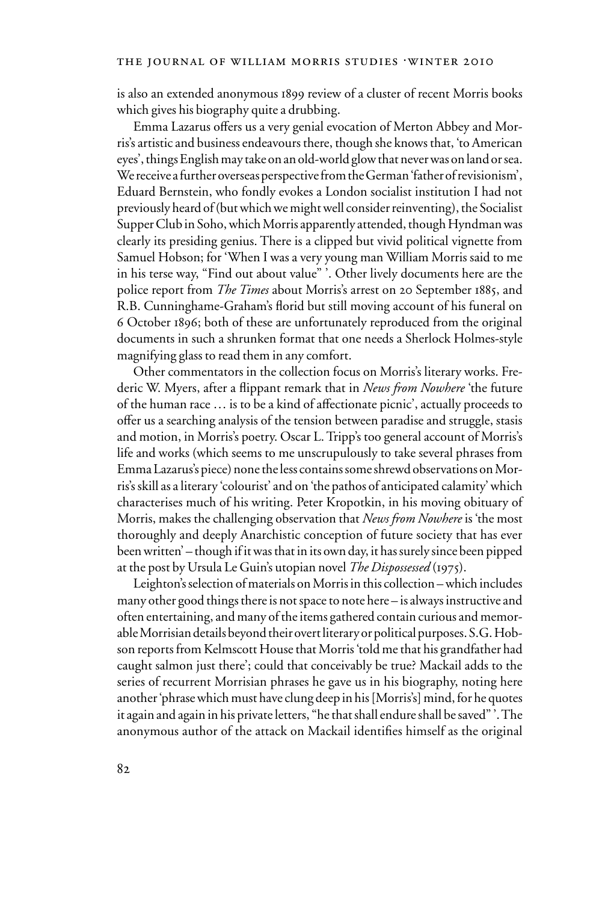is also an extended anonymous 1899 review of a cluster of recent Morris books which gives his biography quite a drubbing.

Emma Lazarus offers us a very genial evocation of Merton Abbey and Morris's artistic and business endeavours there, though she knows that, 'to American eyes', things English may take on an old-world glow that never was on land or sea. We receive a further overseas perspective from the German 'father of revisionism', Eduard Bernstein, who fondly evokes a London socialist institution I had not previously heard of (but which we might well consider reinventing), the Socialist Supper Club in Soho, which Morris apparently attended, though Hyndman was clearly its presiding genius. There is a clipped but vivid political vignette from Samuel Hobson; for 'When I was a very young man William Morris said to me in his terse way, "Find out about value" '. Other lively documents here are the police report from *The Times* about Morris's arrest on 20 September 1885, and R.B. Cunninghame-Graham's florid but still moving account of his funeral on 6 October 1896; both of these are unfortunately reproduced from the original documents in such a shrunken format that one needs a Sherlock Holmes-style magnifying glass to read them in any comfort.

Other commentators in the collection focus on Morris's literary works. Frederic W. Myers, after a flippant remark that in *News from Nowhere* 'the future of the human race … is to be a kind of affectionate picnic', actually proceeds to offer us a searching analysis of the tension between paradise and struggle, stasis and motion, in Morris's poetry. Oscar L. Tripp's too general account of Morris's life and works (which seems to me unscrupulously to take several phrases from Emma Lazarus's piece) none the less contains some shrewd observations on Morris's skill as a literary 'colourist' and on 'the pathos of anticipated calamity' which characterises much of his writing. Peter Kropotkin, in his moving obituary of Morris, makes the challenging observation that *News from Nowhere* is 'the most thoroughly and deeply Anarchistic conception of future society that has ever been written' – though if it was that in its own day, it has surely since been pipped at the post by Ursula Le Guin's utopian novel *The Dispossessed* (1975).

Leighton's selection of materials on Morris in this collection – which includes many other good things there is not space to note here – is always instructive and often entertaining, and many of the items gathered contain curious and memorable Morrisian details beyond their overt literary or political purposes. S.G. Hobson reports from Kelmscott House that Morris 'told me that his grandfather had caught salmon just there'; could that conceivably be true? Mackail adds to the series of recurrent Morrisian phrases he gave us in his biography, noting here another 'phrase which must have clung deep in his [Morris's] mind, for he quotes it again and again in his private letters, "he that shall endure shall be saved" '. The anonymous author of the attack on Mackail identifies himself as the original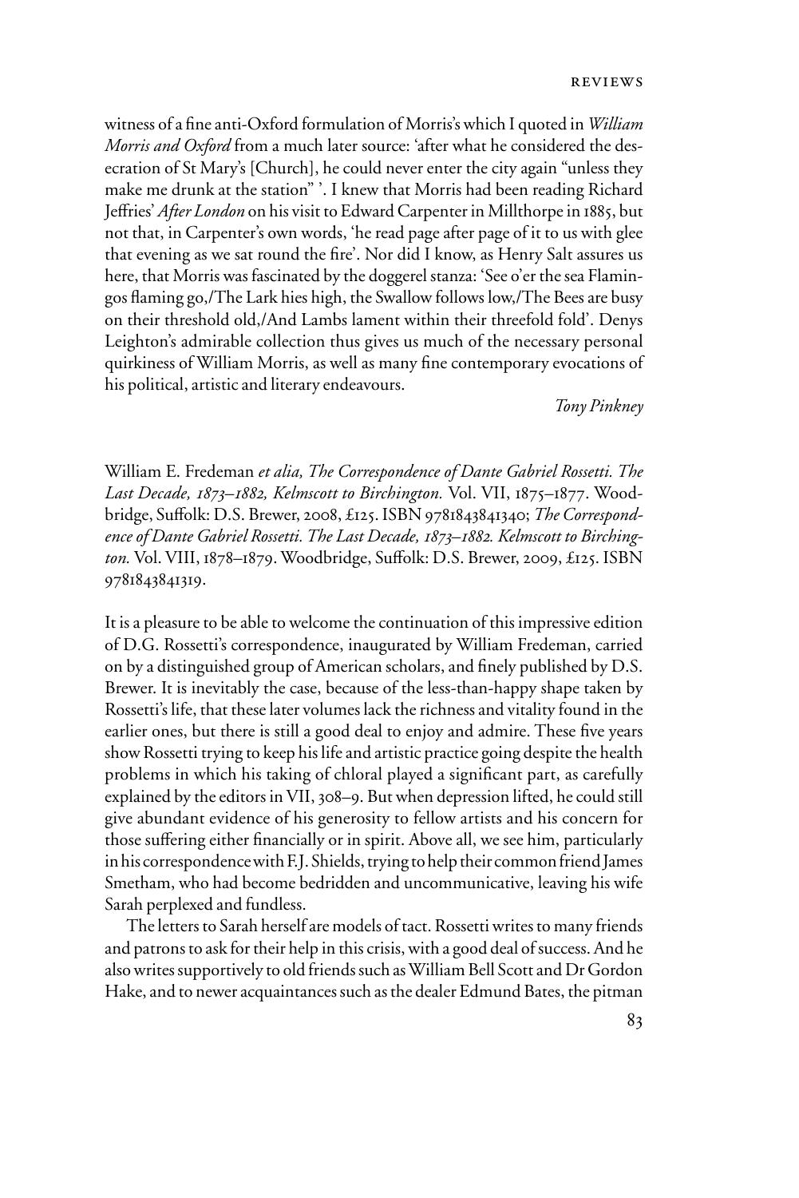witness of a fine anti-Oxford formulation of Morris's which I quoted in *William Morris and Oxford* from a much later source: 'after what he considered the desecration of St Mary's [Church], he could never enter the city again "unless they make me drunk at the station" '. I knew that Morris had been reading Richard Jeffries' *After London* on his visit to Edward Carpenter in Millthorpe in 1885, but not that, in Carpenter's own words, 'he read page after page of it to us with glee that evening as we sat round the fire'. Nor did I know, as Henry Salt assures us here, that Morris was fascinated by the doggerel stanza: 'See o'er the sea Flamingos flaming go,/The Lark hies high, the Swallow follows low,/The Bees are busy on their threshold old,/And Lambs lament within their threefold fold'. Denys Leighton's admirable collection thus gives us much of the necessary personal quirkiness of William Morris, as well as many fine contemporary evocations of his political, artistic and literary endeavours.

*Tony Pinkney*

William E. Fredeman *et alia, The Correspondence of Dante Gabriel Rossetti. The Last Decade, 1873–1882, Kelmscott to Birchington.* Vol. VII, 1875–1877. Woodbridge, Suffolk: D.S. Brewer, 2008, £125. ISBN 9781843841340; *The Correspondence of Dante Gabriel Rossetti. The Last Decade, 1873–1882. Kelmscott to Birchington.* Vol. VIII, 1878–1879. Woodbridge, Suffolk: D.S. Brewer, 2009, £125. ISBN 9781843841319.

It is a pleasure to be able to welcome the continuation of this impressive edition of D.G. Rossetti's correspondence, inaugurated by William Fredeman, carried on by a distinguished group of American scholars, and finely published by D.S. Brewer. It is inevitably the case, because of the less-than-happy shape taken by Rossetti's life, that these later volumes lack the richness and vitality found in the earlier ones, but there is still a good deal to enjoy and admire. These five years show Rossetti trying to keep his life and artistic practice going despite the health problems in which his taking of chloral played a significant part, as carefully explained by the editors in VII, 308–9. But when depression lifted, he could still give abundant evidence of his generosity to fellow artists and his concern for those suffering either financially or in spirit. Above all, we see him, particularly in his correspondence with F.J. Shields, trying to help their common friend James Smetham, who had become bedridden and uncommunicative, leaving his wife Sarah perplexed and fundless.

The letters to Sarah herself are models of tact. Rossetti writes to many friends and patrons to ask for their help in this crisis, with a good deal of success. And he also writes supportively to old friends such as William Bell Scott and Dr Gordon Hake, and to newer acquaintances such as the dealer Edmund Bates, the pitman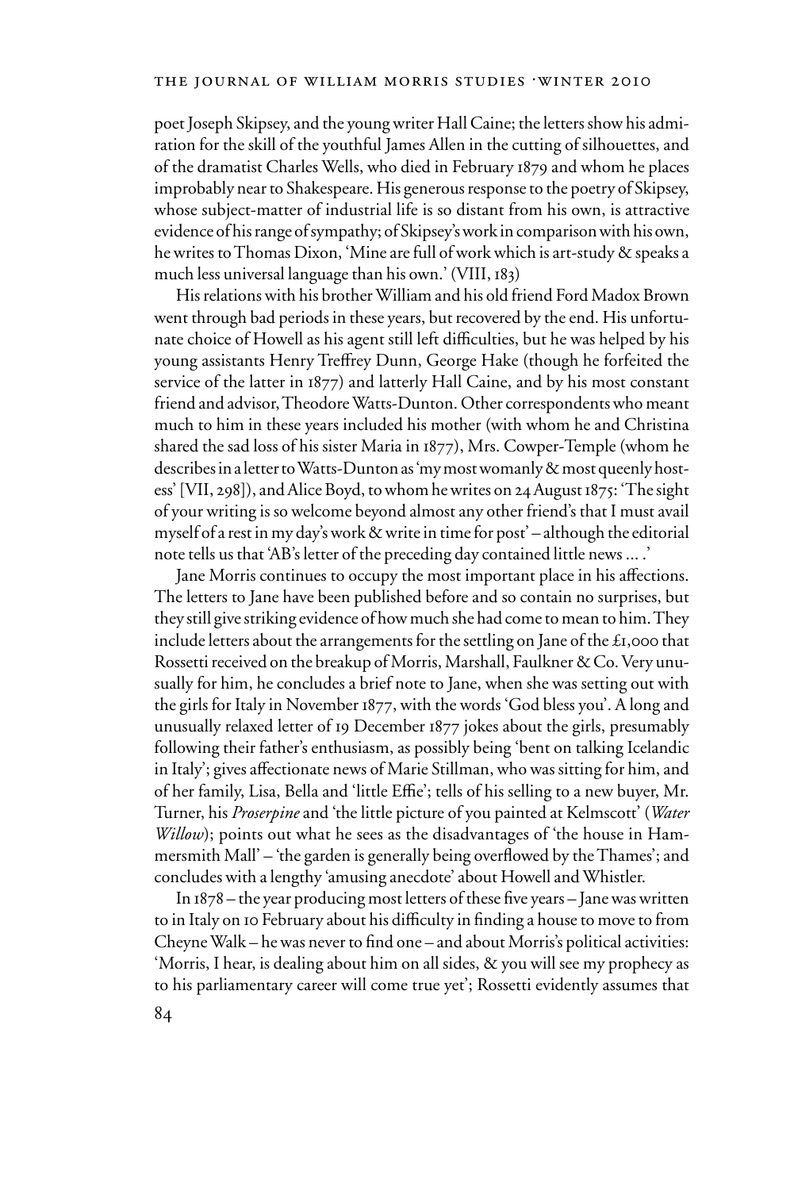poet Joseph Skipsey, and the young writer Hall Caine; the letters show his admiration for the skill of the youthful James Allen in the cutting of silhouettes, and of the dramatist Charles Wells, who died in February 1879 and whom he places improbably near to Shakespeare. His generous response to the poetry of Skipsey, whose subject-matter of industrial life is so distant from his own, is attractive evidence of his range of sympathy; of Skipsey's work in comparison with his own, he writes to Thomas Dixon, 'Mine are full of work which is art-study & speaks a much less universal language than his own.' (VIII, 183)

His relations with his brother William and his old friend Ford Madox Brown went through bad periods in these years, but recovered by the end. His unfortunate choice of Howell as his agent still left difficulties, but he was helped by his young assistants Henry Treffrey Dunn, George Hake (though he forfeited the service of the latter in 1877) and latterly Hall Caine, and by his most constant friend and advisor, Theodore Watts-Dunton. Other correspondents who meant much to him in these years included his mother (with whom he and Christina shared the sad loss of his sister Maria in 1877), Mrs. Cowper-Temple (whom he describes in a letter to Watts-Dunton as 'my most womanly & most queenly hostess' [VII, 298]), and Alice Boyd, to whom he writes on 24 August 1875: 'The sight of your writing is so welcome beyond almost any other friend's that I must avail myself of a rest in my day's work & write in time for post' – although the editorial note tells us that 'AB's letter of the preceding day contained little news ... .'

Jane Morris continues to occupy the most important place in his affections. The letters to Jane have been published before and so contain no surprises, but they still give striking evidence of how much she had come to mean to him. They include letters about the arrangements for the settling on Jane of the £1,000 that Rossetti received on the breakup of Morris, Marshall, Faulkner & Co. Very unusually for him, he concludes a brief note to Jane, when she was setting out with the girls for Italy in November 1877, with the words 'God bless you'. A long and unusually relaxed letter of 19 December 1877 jokes about the girls, presumably following their father's enthusiasm, as possibly being 'bent on talking Icelandic in Italy'; gives affectionate news of Marie Stillman, who was sitting for him, and of her family, Lisa, Bella and 'little Effie'; tells of his selling to a new buyer, Mr. Turner, his *Proserpine* and 'the little picture of you painted at Kelmscott' (*Water Willow*); points out what he sees as the disadvantages of 'the house in Hammersmith Mall' – 'the garden is generally being overflowed by the Thames'; and concludes with a lengthy 'amusing anecdote' about Howell and Whistler.

In 1878 – the year producing most letters of these five years – Jane was written to in Italy on 10 February about his difficulty in finding a house to move to from Cheyne Walk – he was never to find one – and about Morris's political activities: 'Morris, I hear, is dealing about him on all sides, & you will see my prophecy as to his parliamentary career will come true yet'; Rossetti evidently assumes that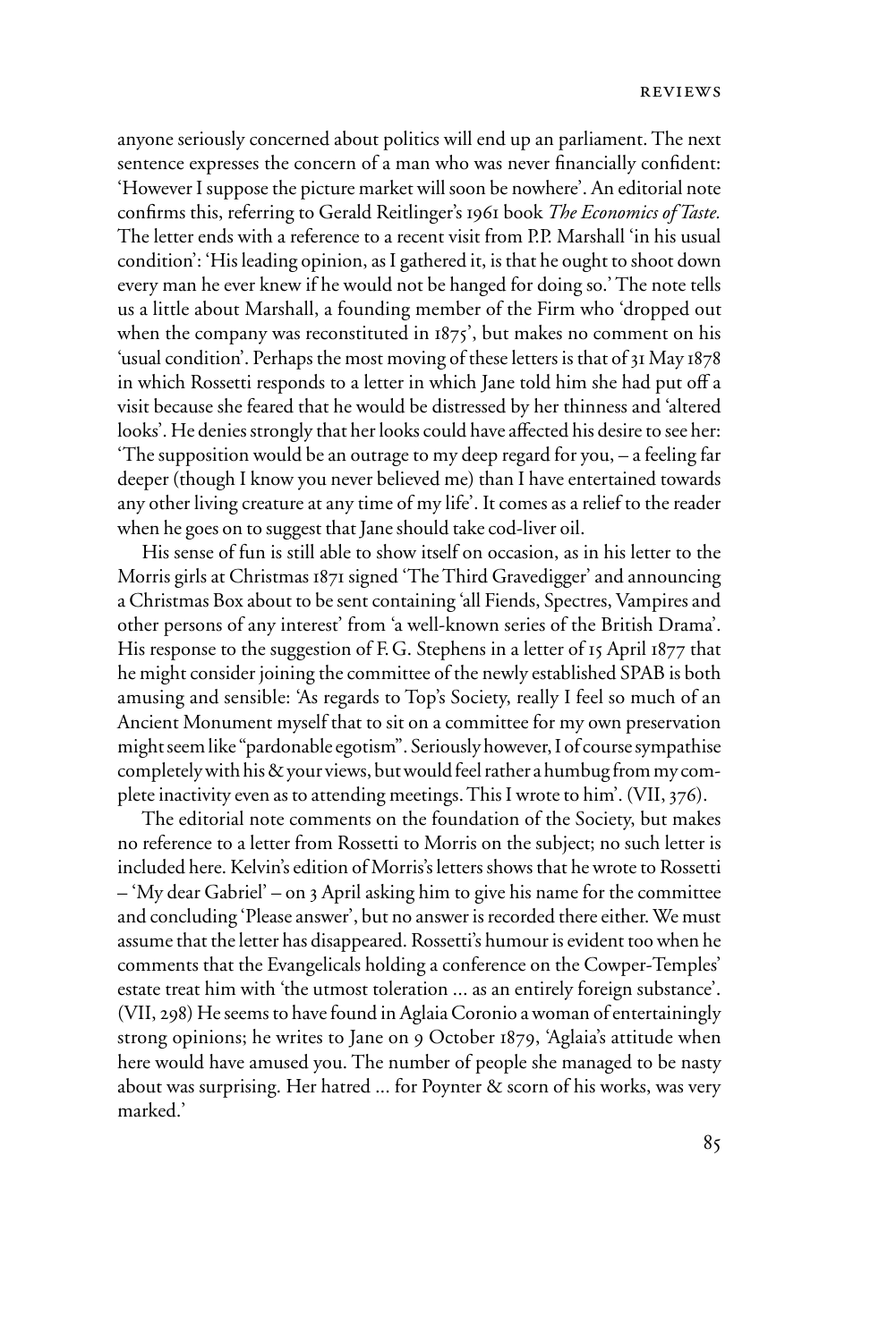anyone seriously concerned about politics will end up an parliament. The next sentence expresses the concern of a man who was never financially confident: 'However I suppose the picture market will soon be nowhere'. An editorial note confirms this, referring to Gerald Reitlinger's 1961 book *The Economics of Taste.* The letter ends with a reference to a recent visit from P.P. Marshall 'in his usual condition': 'His leading opinion, as I gathered it, is that he ought to shoot down every man he ever knew if he would not be hanged for doing so.' The note tells us a little about Marshall, a founding member of the Firm who 'dropped out when the company was reconstituted in 1875', but makes no comment on his 'usual condition'. Perhaps the most moving of these letters is that of 31 May 1878 in which Rossetti responds to a letter in which Jane told him she had put off a visit because she feared that he would be distressed by her thinness and 'altered looks'. He denies strongly that her looks could have affected his desire to see her: 'The supposition would be an outrage to my deep regard for you, – a feeling far deeper (though I know you never believed me) than I have entertained towards any other living creature at any time of my life'. It comes as a relief to the reader when he goes on to suggest that Jane should take cod-liver oil.

His sense of fun is still able to show itself on occasion, as in his letter to the Morris girls at Christmas 1871 signed 'The Third Gravedigger' and announcing a Christmas Box about to be sent containing 'all Fiends, Spectres, Vampires and other persons of any interest' from 'a well-known series of the British Drama'. His response to the suggestion of F. G. Stephens in a letter of 15 April 1877 that he might consider joining the committee of the newly established SPAB is both amusing and sensible: 'As regards to Top's Society, really I feel so much of an Ancient Monument myself that to sit on a committee for my own preservation might seem like "pardonable egotism". Seriously however, I of course sympathise completely with his & your views, but would feel rather a humbug from my complete inactivity even as to attending meetings. This I wrote to him'. (VII, 376).

The editorial note comments on the foundation of the Society, but makes no reference to a letter from Rossetti to Morris on the subject; no such letter is included here. Kelvin's edition of Morris's letters shows that he wrote to Rossetti – 'My dear Gabriel' – on 3 April asking him to give his name for the committee and concluding 'Please answer', but no answer is recorded there either. We must assume that the letter has disappeared. Rossetti's humour is evident too when he comments that the Evangelicals holding a conference on the Cowper-Temples' estate treat him with 'the utmost toleration ... as an entirely foreign substance'. (VII, 298) He seems to have found in Aglaia Coronio a woman of entertainingly strong opinions; he writes to Jane on 9 October 1879, 'Aglaia's attitude when here would have amused you. The number of people she managed to be nasty about was surprising. Her hatred ... for Poynter & scorn of his works, was very marked.'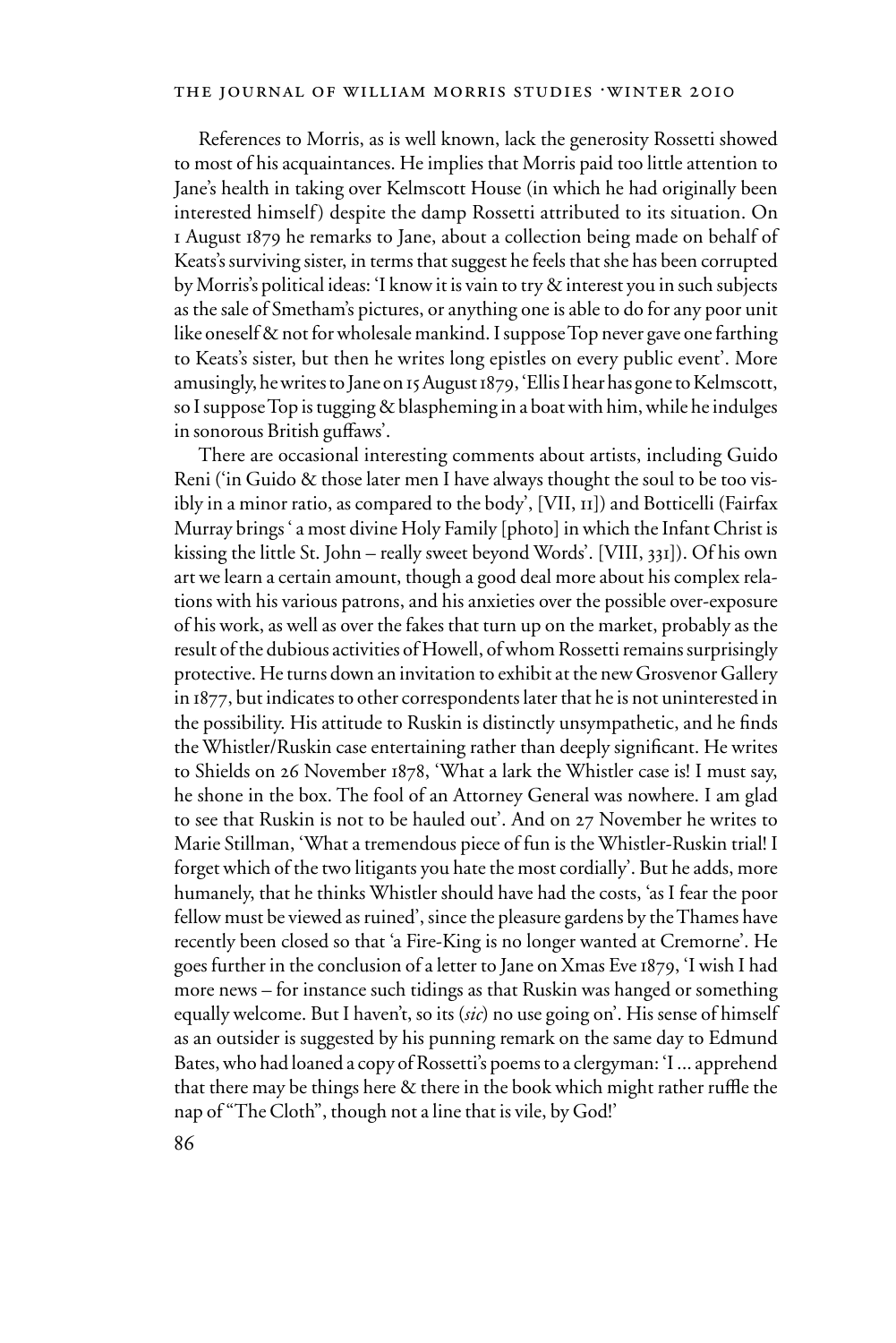References to Morris, as is well known, lack the generosity Rossetti showed to most of his acquaintances. He implies that Morris paid too little attention to Jane's health in taking over Kelmscott House (in which he had originally been interested himself) despite the damp Rossetti attributed to its situation. On 1 August 1879 he remarks to Jane, about a collection being made on behalf of Keats's surviving sister, in terms that suggest he feels that she has been corrupted by Morris's political ideas: 'I know it is vain to try & interest you in such subjects as the sale of Smetham's pictures, or anything one is able to do for any poor unit like oneself & not for wholesale mankind. I suppose Top never gave one farthing to Keats's sister, but then he writes long epistles on every public event'. More amusingly, he writes to Jane on 15 August 1879, 'Ellis I hear has gone to Kelmscott, so I suppose Top is tugging & blaspheming in a boat with him, while he indulges in sonorous British guffaws'.

There are occasional interesting comments about artists, including Guido Reni ('in Guido & those later men I have always thought the soul to be too visibly in a minor ratio, as compared to the body', [VII, 11]) and Botticelli (Fairfax Murray brings ' a most divine Holy Family [photo] in which the Infant Christ is kissing the little St. John – really sweet beyond Words'. [VIII, 331]). Of his own art we learn a certain amount, though a good deal more about his complex relations with his various patrons, and his anxieties over the possible over-exposure of his work, as well as over the fakes that turn up on the market, probably as the result of the dubious activities of Howell, of whom Rossetti remains surprisingly protective. He turns down an invitation to exhibit at the new Grosvenor Gallery in 1877, but indicates to other correspondents later that he is not uninterested in the possibility. His attitude to Ruskin is distinctly unsympathetic, and he finds the Whistler/Ruskin case entertaining rather than deeply significant. He writes to Shields on 26 November 1878, 'What a lark the Whistler case is! I must say, he shone in the box. The fool of an Attorney General was nowhere. I am glad to see that Ruskin is not to be hauled out'. And on 27 November he writes to Marie Stillman, 'What a tremendous piece of fun is the Whistler-Ruskin trial! I forget which of the two litigants you hate the most cordially'. But he adds, more humanely, that he thinks Whistler should have had the costs, 'as I fear the poor fellow must be viewed as ruined', since the pleasure gardens by the Thames have recently been closed so that 'a Fire-King is no longer wanted at Cremorne'. He goes further in the conclusion of a letter to Jane on Xmas Eve 1879, 'I wish I had more news – for instance such tidings as that Ruskin was hanged or something equally welcome. But I haven't, so its (*sic*) no use going on'. His sense of himself as an outsider is suggested by his punning remark on the same day to Edmund Bates, who had loaned a copy of Rossetti's poems to a clergyman: 'I ... apprehend that there may be things here & there in the book which might rather ruffle the nap of "The Cloth", though not a line that is vile, by God!'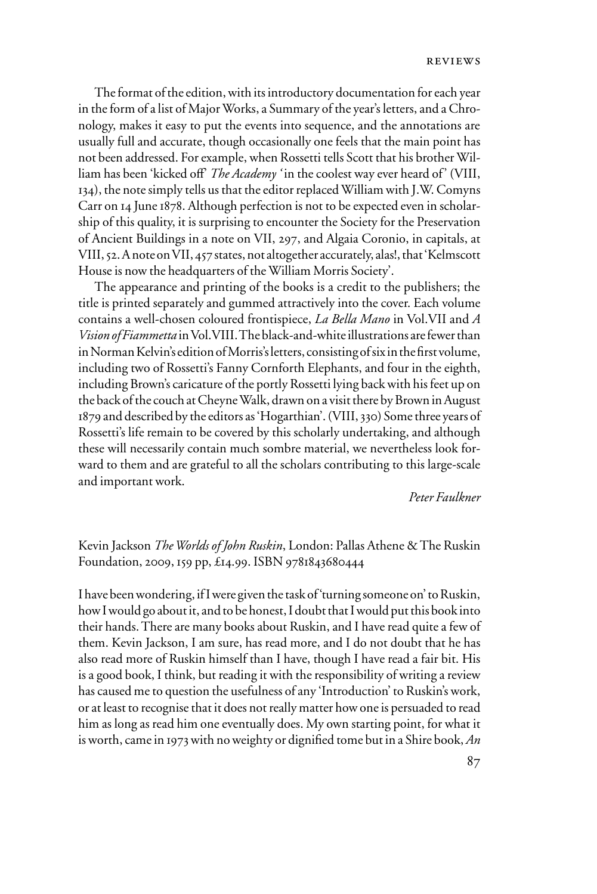The format of the edition, with its introductory documentation for each year in the form of a list of Major Works, a Summary of the year's letters, and a Chronology, makes it easy to put the events into sequence, and the annotations are usually full and accurate, though occasionally one feels that the main point has not been addressed. For example, when Rossetti tells Scott that his brother William has been 'kicked off' *The Academy* 'in the coolest way ever heard of' (VIII, 134), the note simply tells us that the editor replaced William with J.W. Comyns Carr on 14 June 1878. Although perfection is not to be expected even in scholarship of this quality, it is surprising to encounter the Society for the Preservation of Ancient Buildings in a note on VII, 297, and Algaia Coronio, in capitals, at VIII, 52. A note on VII, 457 states, not altogether accurately, alas!, that 'Kelmscott House is now the headquarters of the William Morris Society'.

The appearance and printing of the books is a credit to the publishers; the title is printed separately and gummed attractively into the cover. Each volume contains a well-chosen coloured frontispiece, *La Bella Mano* in Vol. VII and *A Vision of Fiammetta* in Vol. VIII. The black-and-white illustrations are fewer than in Norman Kelvin's edition of Morris's letters, consisting of six in the first volume, including two of Rossetti's Fanny Cornforth Elephants, and four in the eighth, including Brown's caricature of the portly Rossetti lying back with his feet up on the back of the couch at Cheyne Walk, drawn on a visit there by Brown in August 1879 and described by the editors as 'Hogarthian'. (VIII, 330) Some three years of Rossetti's life remain to be covered by this scholarly undertaking, and although these will necessarily contain much sombre material, we nevertheless look forward to them and are grateful to all the scholars contributing to this large-scale and important work.

*Peter Faulkner*

Kevin Jackson *The Worlds of John Ruskin*, London: Pallas Athene & The Ruskin Foundation, 2009, 159 pp, £14.99. ISBN 9781843680444

I have been wondering, if I were given the task of 'turning someone on' to Ruskin, how I would go about it, and to be honest, I doubt that I would put this book into their hands. There are many books about Ruskin, and I have read quite a few of them. Kevin Jackson, I am sure, has read more, and I do not doubt that he has also read more of Ruskin himself than I have, though I have read a fair bit. His is a good book, I think, but reading it with the responsibility of writing a review has caused me to question the usefulness of any 'Introduction' to Ruskin's work, or at least to recognise that it does not really matter how one is persuaded to read him as long as read him one eventually does. My own starting point, for what it is worth, came in 1973 with no weighty or dignified tome but in a Shire book, *An*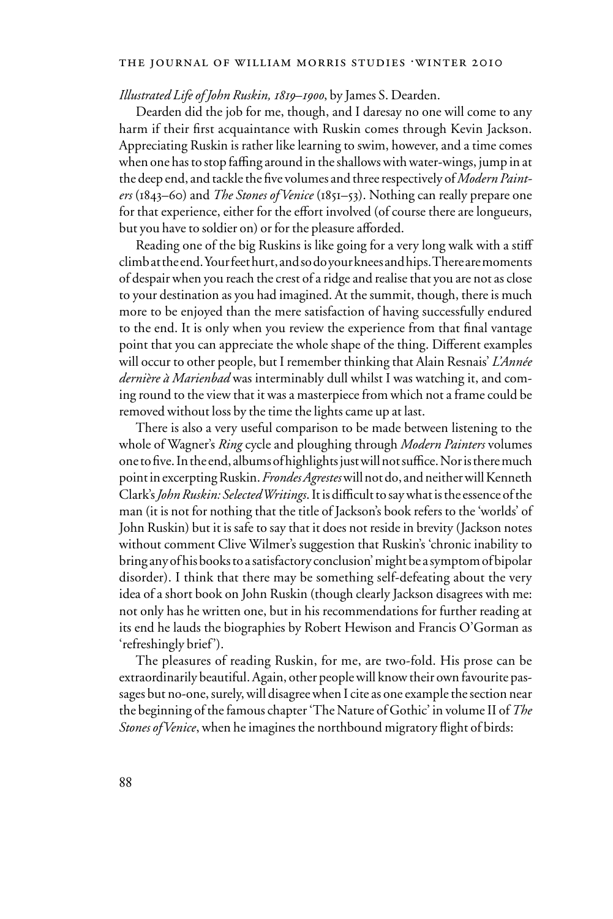*Illustrated Life of John Ruskin, 1819–1900*, by James S. Dearden.

Dearden did the job for me, though, and I daresay no one will come to any harm if their first acquaintance with Ruskin comes through Kevin Jackson. Appreciating Ruskin is rather like learning to swim, however, and a time comes when one has to stop faffing around in the shallows with water-wings, jump in at the deep end, and tackle the five volumes and three respectively of *Modern Painters* (1843–60) and *The Stones of Venice* (1851–53). Nothing can really prepare one for that experience, either for the effort involved (of course there are longueurs, but you have to soldier on) or for the pleasure afforded.

Reading one of the big Ruskins is like going for a very long walk with a stiff climb at the end. Your feet hurt, and so do your knees and hips. There are moments of despair when you reach the crest of a ridge and realise that you are not as close to your destination as you had imagined. At the summit, though, there is much more to be enjoyed than the mere satisfaction of having successfully endured to the end. It is only when you review the experience from that final vantage point that you can appreciate the whole shape of the thing. Different examples will occur to other people, but I remember thinking that Alain Resnais' *L'Année dernière à Marienbad* was interminably dull whilst I was watching it, and coming round to the view that it was a masterpiece from which not a frame could be removed without loss by the time the lights came up at last.

There is also a very useful comparison to be made between listening to the whole of Wagner's *Ring* cycle and ploughing through *Modern Painters* volumes one to five. In the end, albums of highlights just will not suffice. Nor is there much point in excerpting Ruskin. *Frondes Agrestes* will not do, and neither will Kenneth Clark's *John Ruskin: Selected Writings*. It is difficult to say what is the essence of the man (it is not for nothing that the title of Jackson's book refers to the 'worlds' of John Ruskin) but it is safe to say that it does not reside in brevity (Jackson notes without comment Clive Wilmer's suggestion that Ruskin's 'chronic inability to bring any of his books to a satisfactory conclusion' might be a symptom of bipolar disorder). I think that there may be something self-defeating about the very idea of a short book on John Ruskin (though clearly Jackson disagrees with me: not only has he written one, but in his recommendations for further reading at its end he lauds the biographies by Robert Hewison and Francis O'Gorman as 'refreshingly brief').

The pleasures of reading Ruskin, for me, are two-fold. His prose can be extraordinarily beautiful. Again, other people will know their own favourite passages but no-one, surely, will disagree when I cite as one example the section near the beginning of the famous chapter 'The Nature of Gothic' in volume II of *The Stones of Venice*, when he imagines the northbound migratory flight of birds: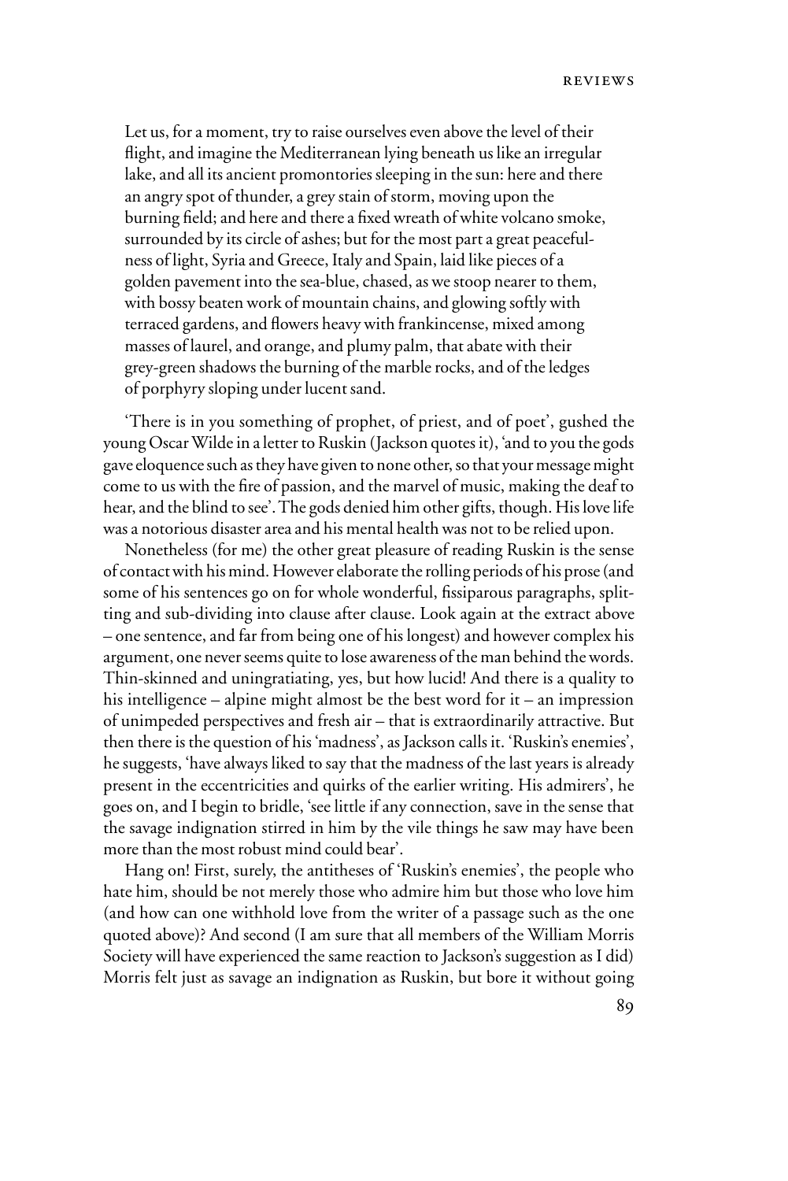> Let us, for a moment, try to raise ourselves even above the level of their flight, and imagine the Mediterranean lying beneath us like an irregular lake, and all its ancient promontories sleeping in the sun: here and there an angry spot of thunder, a grey stain of storm, moving upon the burning field; and here and there a fixed wreath of white volcano smoke, surrounded by its circle of ashes; but for the most part a great peacefulness of light, Syria and Greece, Italy and Spain, laid like pieces of a golden pavement into the sea-blue, chased, as we stoop nearer to them, with bossy beaten work of mountain chains, and glowing softly with terraced gardens, and flowers heavy with frankincense, mixed among masses of laurel, and orange, and plumy palm, that abate with their grey-green shadows the burning of the marble rocks, and of the ledges of porphyry sloping under lucent sand.

'There is in you something of prophet, of priest, and of poet', gushed the young Oscar Wilde in a letter to Ruskin (Jackson quotes it), 'and to you the gods gave eloquence such as they have given to none other, so that your message might come to us with the fire of passion, and the marvel of music, making the deaf to hear, and the blind to see'. The gods denied him other gifts, though. His love life was a notorious disaster area and his mental health was not to be relied upon.

Nonetheless (for me) the other great pleasure of reading Ruskin is the sense of contact with his mind. However elaborate the rolling periods of his prose (and some of his sentences go on for whole wonderful, fissiparous paragraphs, splitting and sub-dividing into clause after clause. Look again at the extract above – one sentence, and far from being one of his longest) and however complex his argument, one never seems quite to lose awareness of the man behind the words. Thin-skinned and uningratiating, yes, but how lucid! And there is a quality to his intelligence – alpine might almost be the best word for it – an impression of unimpeded perspectives and fresh air – that is extraordinarily attractive. But then there is the question of his 'madness', as Jackson calls it. 'Ruskin's enemies', he suggests, 'have always liked to say that the madness of the last years is already present in the eccentricities and quirks of the earlier writing. His admirers', he goes on, and I begin to bridle, 'see little if any connection, save in the sense that the savage indignation stirred in him by the vile things he saw may have been more than the most robust mind could bear'.

Hang on! First, surely, the antitheses of 'Ruskin's enemies', the people who hate him, should be not merely those who admire him but those who love him (and how can one withhold love from the writer of a passage such as the one quoted above)? And second (I am sure that all members of the William Morris Society will have experienced the same reaction to Jackson's suggestion as I did) Morris felt just as savage an indignation as Ruskin, but bore it without going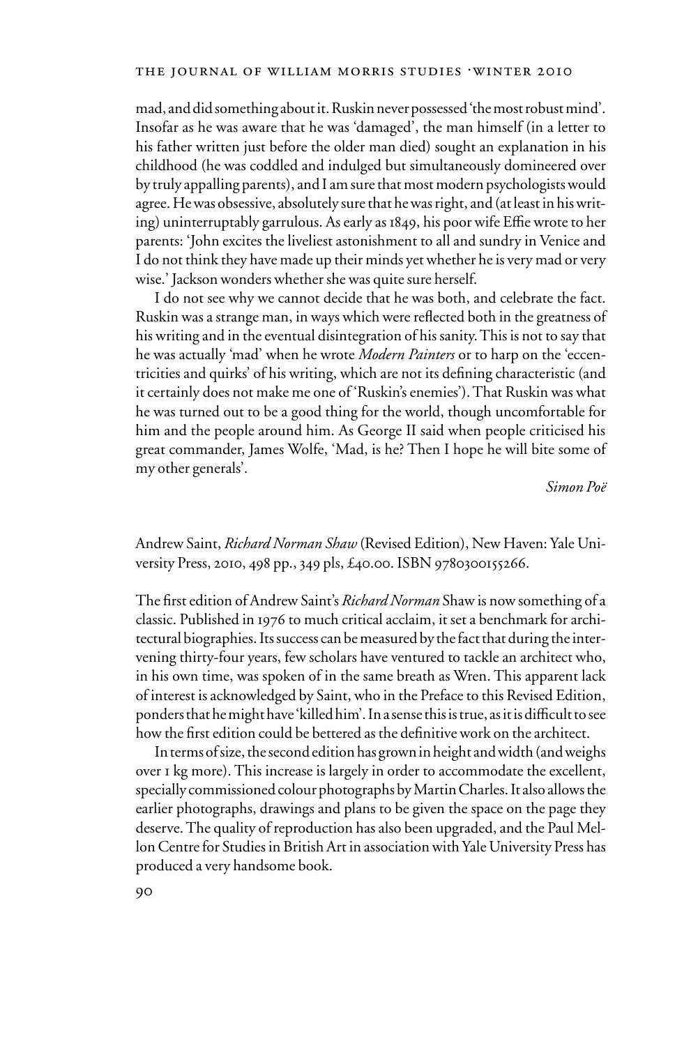mad, and did something about it. Ruskin never possessed 'the most robust mind'. Insofar as he was aware that he was 'damaged', the man himself (in a letter to his father written just before the older man died) sought an explanation in his childhood (he was coddled and indulged but simultaneously domineered over by truly appalling parents), and I am sure that most modern psychologists would agree. He was obsessive, absolutely sure that he was right, and (at least in his writing) uninterruptably garrulous. As early as 1849, his poor wife Effie wrote to her parents: 'John excites the liveliest astonishment to all and sundry in Venice and I do not think they have made up their minds yet whether he is very mad or very wise.' Jackson wonders whether she was quite sure herself.

I do not see why we cannot decide that he was both, and celebrate the fact. Ruskin was a strange man, in ways which were reflected both in the greatness of his writing and in the eventual disintegration of his sanity. This is not to say that he was actually 'mad' when he wrote *Modern Painters* or to harp on the 'eccentricities and quirks' of his writing, which are not its defining characteristic (and it certainly does not make me one of 'Ruskin's enemies'). That Ruskin was what he was turned out to be a good thing for the world, though uncomfortable for him and the people around him. As George II said when people criticised his great commander, James Wolfe, 'Mad, is he? Then I hope he will bite some of my other generals'.

*Simon Poë*

Andrew Saint, *Richard Norman Shaw* (Revised Edition), New Haven: Yale University Press, 2010, 498 pp., 349 pls, £40.00. ISBN 9780300155266.

The first edition of Andrew Saint's *Richard Norman* Shaw is now something of a classic. Published in 1976 to much critical acclaim, it set a benchmark for architectural biographies. Its success can be measured by the fact that during the intervening thirty-four years, few scholars have ventured to tackle an architect who, in his own time, was spoken of in the same breath as Wren. This apparent lack of interest is acknowledged by Saint, who in the Preface to this Revised Edition, ponders that he might have 'killed him'. In a sense this is true, as it is difficult to see how the first edition could be bettered as the definitive work on the architect.

In terms of size, the second edition has grown in height and width (and weighs over 1 kg more). This increase is largely in order to accommodate the excellent, specially commissioned colour photographs by Martin Charles. It also allows the earlier photographs, drawings and plans to be given the space on the page they deserve. The quality of reproduction has also been upgraded, and the Paul Mellon Centre for Studies in British Art in association with Yale University Press has produced a very handsome book.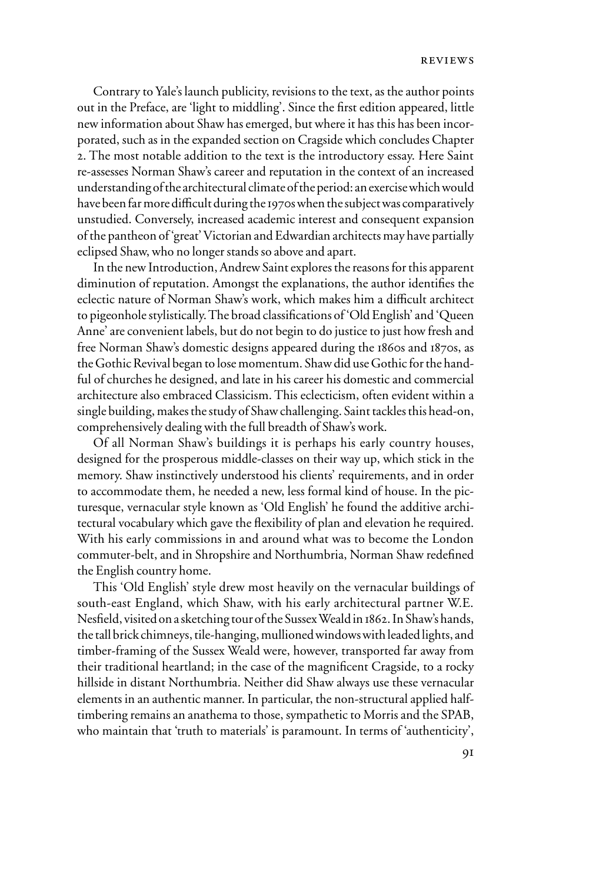Contrary to Yale's launch publicity, revisions to the text, as the author points out in the Preface, are 'light to middling'. Since the first edition appeared, little new information about Shaw has emerged, but where it has this has been incorporated, such as in the expanded section on Cragside which concludes Chapter 2. The most notable addition to the text is the introductory essay. Here Saint re-assesses Norman Shaw's career and reputation in the context of an increased understanding of the architectural climate of the period: an exercise which would have been far more difficult during the 1970s when the subject was comparatively unstudied. Conversely, increased academic interest and consequent expansion of the pantheon of 'great' Victorian and Edwardian architects may have partially eclipsed Shaw, who no longer stands so above and apart.

In the new Introduction, Andrew Saint explores the reasons for this apparent diminution of reputation. Amongst the explanations, the author identifies the eclectic nature of Norman Shaw's work, which makes him a difficult architect to pigeonhole stylistically. The broad classifications of 'Old English' and 'Queen Anne' are convenient labels, but do not begin to do justice to just how fresh and free Norman Shaw's domestic designs appeared during the 1860s and 1870s, as the Gothic Revival began to lose momentum. Shaw did use Gothic for the handful of churches he designed, and late in his career his domestic and commercial architecture also embraced Classicism. This eclecticism, often evident within a single building, makes the study of Shaw challenging. Saint tackles this head-on, comprehensively dealing with the full breadth of Shaw's work.

Of all Norman Shaw's buildings it is perhaps his early country houses, designed for the prosperous middle-classes on their way up, which stick in the memory. Shaw instinctively understood his clients' requirements, and in order to accommodate them, he needed a new, less formal kind of house. In the picturesque, vernacular style known as 'Old English' he found the additive architectural vocabulary which gave the flexibility of plan and elevation he required. With his early commissions in and around what was to become the London commuter-belt, and in Shropshire and Northumbria, Norman Shaw redefined the English country home.

This 'Old English' style drew most heavily on the vernacular buildings of south-east England, which Shaw, with his early architectural partner W.E. Nesfield, visited on a sketching tour of the Sussex Weald in 1862. In Shaw's hands, the tall brick chimneys, tile-hanging, mullioned windows with leaded lights, and timber-framing of the Sussex Weald were, however, transported far away from their traditional heartland; in the case of the magnificent Cragside, to a rocky hillside in distant Northumbria. Neither did Shaw always use these vernacular elements in an authentic manner. In particular, the non-structural applied half-timbering remains an anathema to those, sympathetic to Morris and the SPAB, who maintain that 'truth to materials' is paramount. In terms of 'authenticity',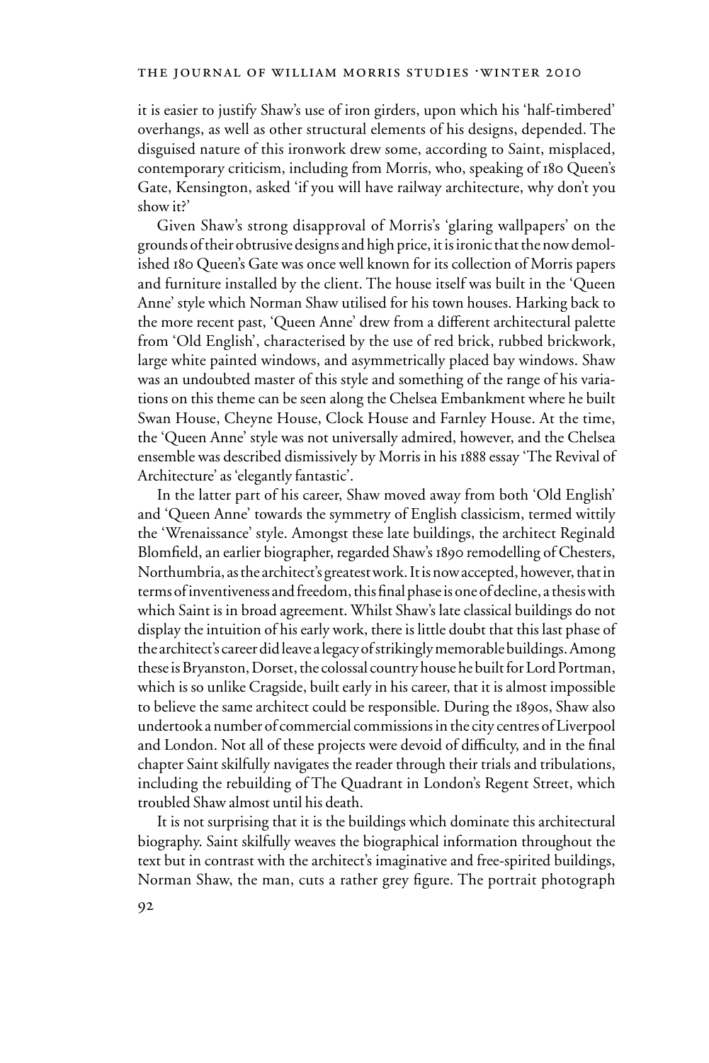it is easier to justify Shaw's use of iron girders, upon which his 'half-timbered' overhangs, as well as other structural elements of his designs, depended. The disguised nature of this ironwork drew some, according to Saint, misplaced, contemporary criticism, including from Morris, who, speaking of 180 Queen's Gate, Kensington, asked 'if you will have railway architecture, why don't you show it?'

Given Shaw's strong disapproval of Morris's 'glaring wallpapers' on the grounds of their obtrusive designs and high price, it is ironic that the now demolished 180 Queen's Gate was once well known for its collection of Morris papers and furniture installed by the client. The house itself was built in the 'Queen Anne' style which Norman Shaw utilised for his town houses. Harking back to the more recent past, 'Queen Anne' drew from a different architectural palette from 'Old English', characterised by the use of red brick, rubbed brickwork, large white painted windows, and asymmetrically placed bay windows. Shaw was an undoubted master of this style and something of the range of his variations on this theme can be seen along the Chelsea Embankment where he built Swan House, Cheyne House, Clock House and Farnley House. At the time, the 'Queen Anne' style was not universally admired, however, and the Chelsea ensemble was described dismissively by Morris in his 1888 essay 'The Revival of Architecture' as 'elegantly fantastic'.

In the latter part of his career, Shaw moved away from both 'Old English' and 'Queen Anne' towards the symmetry of English classicism, termed wittily the 'Wrenaissance' style. Amongst these late buildings, the architect Reginald Blomfield, an earlier biographer, regarded Shaw's 1890 remodelling of Chesters, Northumbria, as the architect's greatest work. It is now accepted, however, that in terms of inventiveness and freedom, this final phase is one of decline, a thesis with which Saint is in broad agreement. Whilst Shaw's late classical buildings do not display the intuition of his early work, there is little doubt that this last phase of the architect's career did leave a legacy of strikingly memorable buildings. Among these is Bryanston, Dorset, the colossal country house he built for Lord Portman, which is so unlike Cragside, built early in his career, that it is almost impossible to believe the same architect could be responsible. During the 1890s, Shaw also undertook a number of commercial commissions in the city centres of Liverpool and London. Not all of these projects were devoid of difficulty, and in the final chapter Saint skilfully navigates the reader through their trials and tribulations, including the rebuilding of The Quadrant in London's Regent Street, which troubled Shaw almost until his death.

It is not surprising that it is the buildings which dominate this architectural biography. Saint skilfully weaves the biographical information throughout the text but in contrast with the architect's imaginative and free-spirited buildings, Norman Shaw, the man, cuts a rather grey figure. The portrait photograph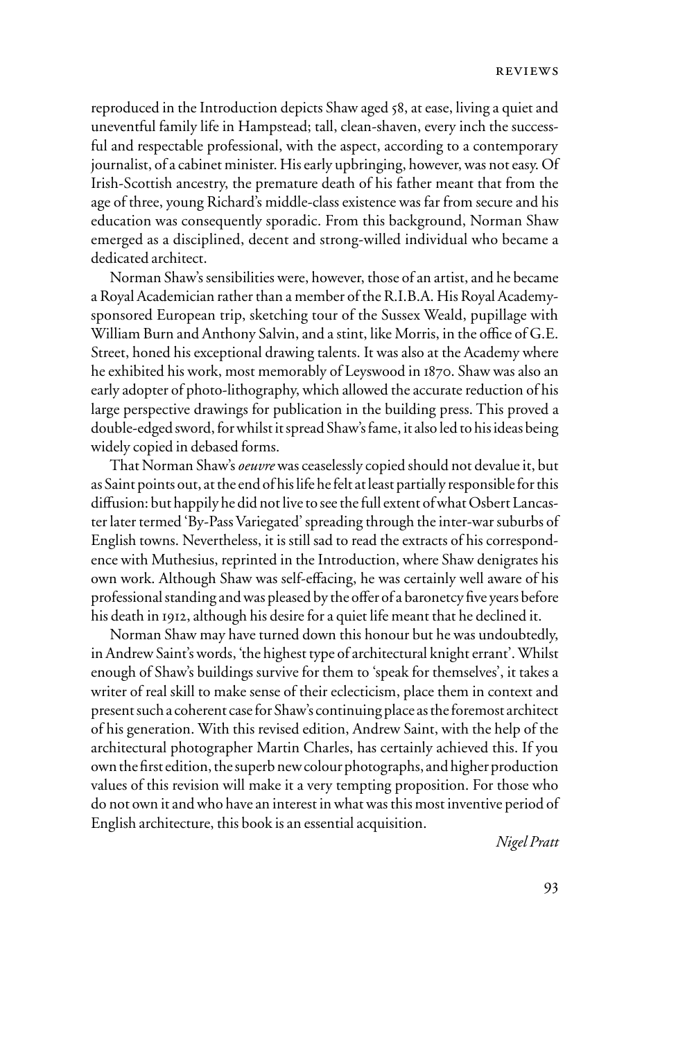reproduced in the Introduction depicts Shaw aged 58, at ease, living a quiet and uneventful family life in Hampstead; tall, clean-shaven, every inch the successful and respectable professional, with the aspect, according to a contemporary journalist, of a cabinet minister. His early upbringing, however, was not easy. Of Irish-Scottish ancestry, the premature death of his father meant that from the age of three, young Richard's middle-class existence was far from secure and his education was consequently sporadic. From this background, Norman Shaw emerged as a disciplined, decent and strong-willed individual who became a dedicated architect.

Norman Shaw's sensibilities were, however, those of an artist, and he became a Royal Academician rather than a member of the R.I.B.A. His Royal Academy-sponsored European trip, sketching tour of the Sussex Weald, pupillage with William Burn and Anthony Salvin, and a stint, like Morris, in the office of G.E. Street, honed his exceptional drawing talents. It was also at the Academy where he exhibited his work, most memorably of Leyswood in 1870. Shaw was also an early adopter of photo-lithography, which allowed the accurate reduction of his large perspective drawings for publication in the building press. This proved a double-edged sword, for whilst it spread Shaw's fame, it also led to his ideas being widely copied in debased forms.

That Norman Shaw's *oeuvre* was ceaselessly copied should not devalue it, but as Saint points out, at the end of his life he felt at least partially responsible for this diffusion: but happily he did not live to see the full extent of what Osbert Lancaster later termed 'By-Pass Variegated' spreading through the inter-war suburbs of English towns. Nevertheless, it is still sad to read the extracts of his correspondence with Muthesius, reprinted in the Introduction, where Shaw denigrates his own work. Although Shaw was self-effacing, he was certainly well aware of his professional standing and was pleased by the offer of a baronetcy five years before his death in 1912, although his desire for a quiet life meant that he declined it.

Norman Shaw may have turned down this honour but he was undoubtedly, in Andrew Saint's words, 'the highest type of architectural knight errant'. Whilst enough of Shaw's buildings survive for them to 'speak for themselves', it takes a writer of real skill to make sense of their eclecticism, place them in context and present such a coherent case for Shaw's continuing place as the foremost architect of his generation. With this revised edition, Andrew Saint, with the help of the architectural photographer Martin Charles, has certainly achieved this. If you own the first edition, the superb new colour photographs, and higher production values of this revision will make it a very tempting proposition. For those who do not own it and who have an interest in what was this most inventive period of English architecture, this book is an essential acquisition.

*Nigel Pratt*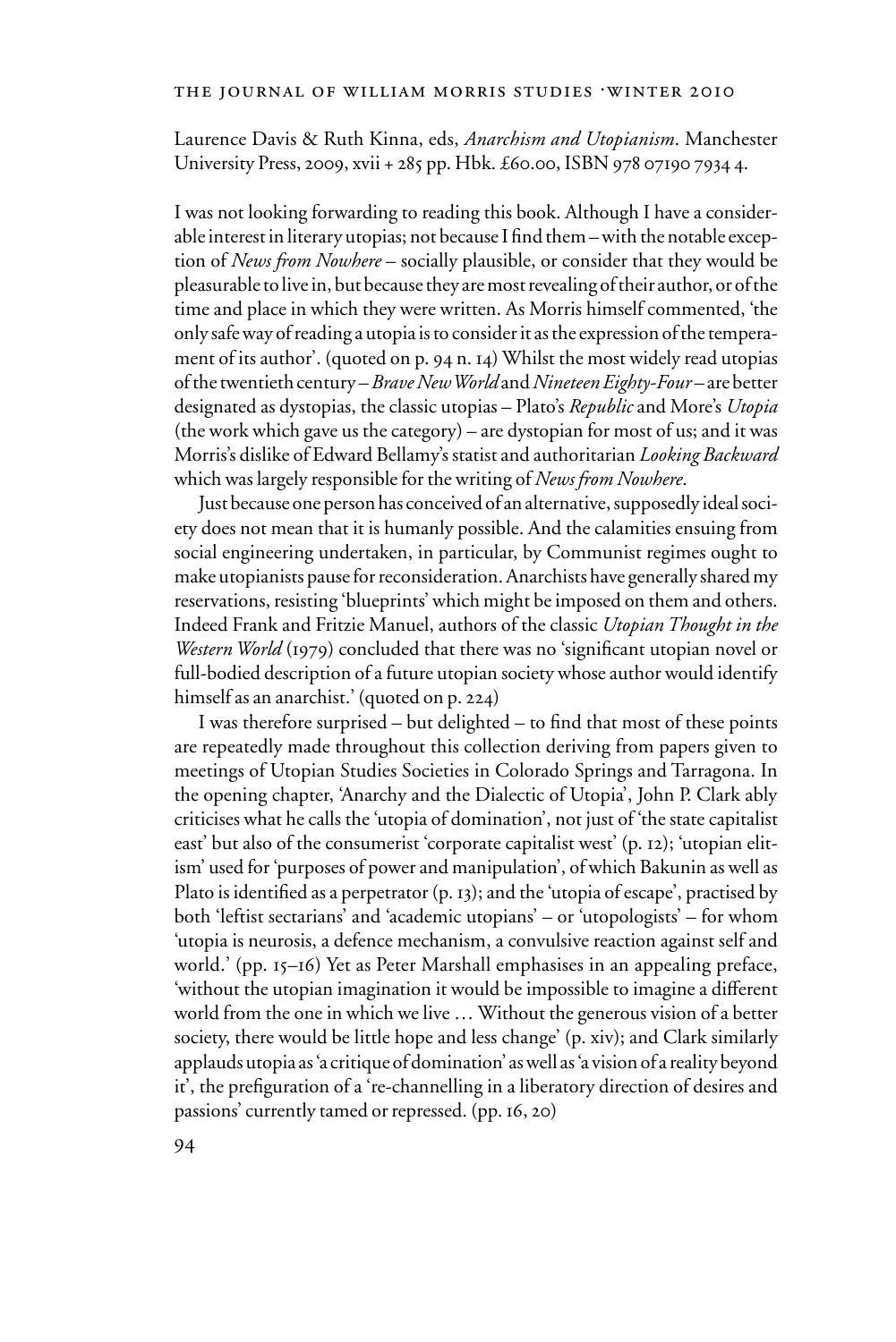Laurence Davis & Ruth Kinna, eds, *Anarchism and Utopianism*. Manchester University Press, 2009, xvii + 285 pp. Hbk. £60.00, ISBN 978 07190 7934 4.

I was not looking forwarding to reading this book. Although I have a considerable interest in literary utopias; not because I find them – with the notable exception of *News from Nowhere* – socially plausible, or consider that they would be pleasurable to live in, but because they are most revealing of their author, or of the time and place in which they were written. As Morris himself commented, 'the only safe way of reading a utopia is to consider it as the expression of the temperament of its author'. (quoted on p. 94 n. 14) Whilst the most widely read utopias of the twentieth century – *Brave New World* and *Nineteen Eighty-Four* – are better designated as dystopias, the classic utopias – Plato's *Republic* and More's *Utopia* (the work which gave us the category) – are dystopian for most of us; and it was Morris's dislike of Edward Bellamy's statist and authoritarian *Looking Backward* which was largely responsible for the writing of *News from Nowhere*.

Just because one person has conceived of an alternative, supposedly ideal society does not mean that it is humanly possible. And the calamities ensuing from social engineering undertaken, in particular, by Communist regimes ought to make utopianists pause for reconsideration. Anarchists have generally shared my reservations, resisting 'blueprints' which might be imposed on them and others. Indeed Frank and Fritzie Manuel, authors of the classic *Utopian Thought in the Western World* (1979) concluded that there was no 'significant utopian novel or full-bodied description of a future utopian society whose author would identify himself as an anarchist.' (quoted on p. 224)

I was therefore surprised – but delighted – to find that most of these points are repeatedly made throughout this collection deriving from papers given to meetings of Utopian Studies Societies in Colorado Springs and Tarragona. In the opening chapter, 'Anarchy and the Dialectic of Utopia', John P. Clark ably criticises what he calls the 'utopia of domination', not just of 'the state capitalist east' but also of the consumerist 'corporate capitalist west' (p. 12); 'utopian elitism' used for 'purposes of power and manipulation', of which Bakunin as well as Plato is identified as a perpetrator (p. 13); and the 'utopia of escape', practised by both 'leftist sectarians' and 'academic utopians' – or 'utopologists' – for whom 'utopia is neurosis, a defence mechanism, a convulsive reaction against self and world.' (pp. 15–16) Yet as Peter Marshall emphasises in an appealing preface, 'without the utopian imagination it would be impossible to imagine a different world from the one in which we live … Without the generous vision of a better society, there would be little hope and less change' (p. xiv); and Clark similarly applauds utopia as 'a critique of domination' as well as 'a vision of a reality beyond it', the prefiguration of a 're-channelling in a liberatory direction of desires and passions' currently tamed or repressed. (pp. 16, 20)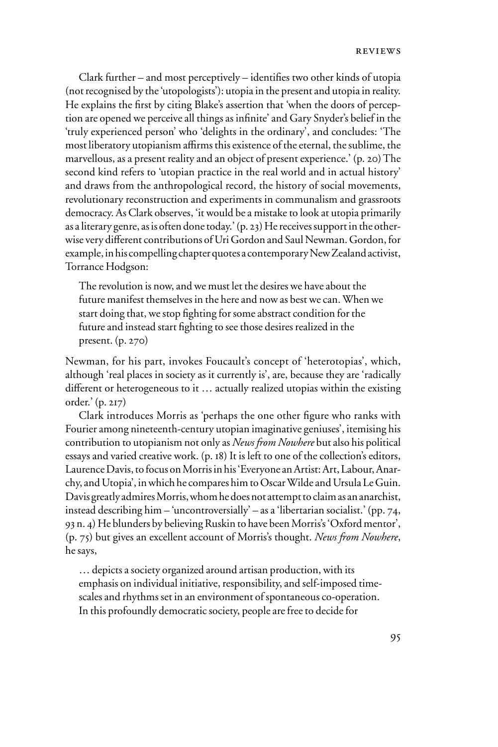Clark further – and most perceptively – identifies two other kinds of utopia (not recognised by the 'utopologists'): utopia in the present and utopia in reality. He explains the first by citing Blake's assertion that 'when the doors of perception are opened we perceive all things as infinite' and Gary Snyder's belief in the 'truly experienced person' who 'delights in the ordinary', and concludes: 'The most liberatory utopianism affirms this existence of the eternal, the sublime, the marvellous, as a present reality and an object of present experience.' (p. 20) The second kind refers to 'utopian practice in the real world and in actual history' and draws from the anthropological record, the history of social movements, revolutionary reconstruction and experiments in communalism and grassroots democracy. As Clark observes, 'it would be a mistake to look at utopia primarily as a literary genre, as is often done today.' (p. 23) He receives support in the otherwise very different contributions of Uri Gordon and Saul Newman. Gordon, for example, in his compelling chapter quotes a contemporary New Zealand activist, Torrance Hodgson:

> The revolution is now, and we must let the desires we have about the future manifest themselves in the here and now as best we can. When we start doing that, we stop fighting for some abstract condition for the future and instead start fighting to see those desires realized in the present. (p. 270)

Newman, for his part, invokes Foucault's concept of 'heterotopias', which, although 'real places in society as it currently is', are, because they are 'radically different or heterogeneous to it … actually realized utopias within the existing order.' (p. 217)

Clark introduces Morris as 'perhaps the one other figure who ranks with Fourier among nineteenth-century utopian imaginative geniuses', itemising his contribution to utopianism not only as *News from Nowhere* but also his political essays and varied creative work. (p. 18) It is left to one of the collection's editors, Laurence Davis, to focus on Morris in his 'Everyone an Artist: Art, Labour, Anarchy, and Utopia', in which he compares him to Oscar Wilde and Ursula Le Guin. Davis greatly admires Morris, whom he does not attempt to claim as an anarchist, instead describing him – 'uncontroversially' – as a 'libertarian socialist.' (pp. 74, 93 n. 4) He blunders by believing Ruskin to have been Morris's 'Oxford mentor', (p. 75) but gives an excellent account of Morris's thought. *News from Nowhere*, he says,

> … depicts a society organized around artisan production, with its emphasis on individual initiative, responsibility, and self-imposed time-scales and rhythms set in an environment of spontaneous co-operation. In this profoundly democratic society, people are free to decide for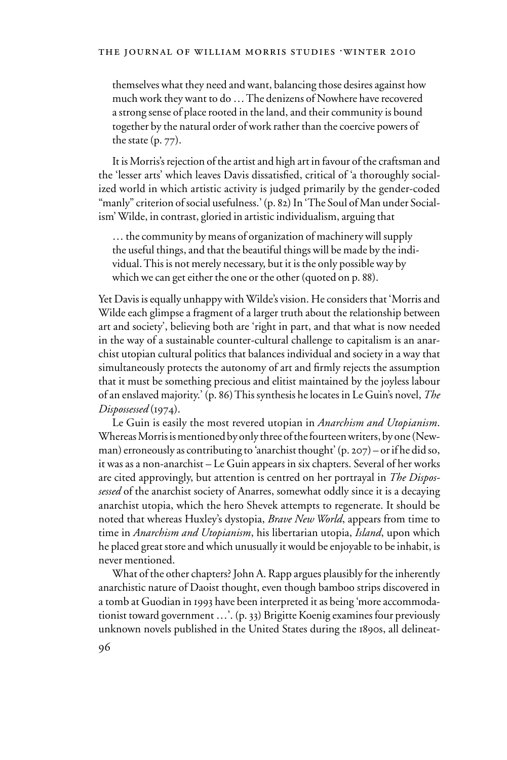> themselves what they need and want, balancing those desires against how much work they want to do ... The denizens of Nowhere have recovered a strong sense of place rooted in the land, and their community is bound together by the natural order of work rather than the coercive powers of the state (p. 77).

It is Morris's rejection of the artist and high art in favour of the craftsman and the 'lesser arts' which leaves Davis dissatisfied, critical of 'a thoroughly socialized world in which artistic activity is judged primarily by the gender-coded "manly" criterion of social usefulness.' (p. 82) In 'The Soul of Man under Socialism' Wilde, in contrast, gloried in artistic individualism, arguing that

> ... the community by means of organization of machinery will supply the useful things, and that the beautiful things will be made by the individual. This is not merely necessary, but it is the only possible way by which we can get either the one or the other (quoted on p. 88).

Yet Davis is equally unhappy with Wilde's vision. He considers that 'Morris and Wilde each glimpse a fragment of a larger truth about the relationship between art and society', believing both are 'right in part, and that what is now needed in the way of a sustainable counter-cultural challenge to capitalism is an anarchist utopian cultural politics that balances individual and society in a way that simultaneously protects the autonomy of art and firmly rejects the assumption that it must be something precious and elitist maintained by the joyless labour of an enslaved majority.' (p. 86) This synthesis he locates in Le Guin's novel, *The Dispossessed* (1974).

Le Guin is easily the most revered utopian in *Anarchism and Utopianism*. Whereas Morris is mentioned by only three of the fourteen writers, by one (Newman) erroneously as contributing to 'anarchist thought' (p. 207) – or if he did so, it was as a non-anarchist – Le Guin appears in six chapters. Several of her works are cited approvingly, but attention is centred on her portrayal in *The Dispossessed* of the anarchist society of Anarres, somewhat oddly since it is a decaying anarchist utopia, which the hero Shevek attempts to regenerate. It should be noted that whereas Huxley's dystopia, *Brave New World*, appears from time to time in *Anarchism and Utopianism*, his libertarian utopia, *Island*, upon which he placed great store and which unusually it would be enjoyable to be inhabit, is never mentioned.

What of the other chapters? John A. Rapp argues plausibly for the inherently anarchistic nature of Daoist thought, even though bamboo strips discovered in a tomb at Guodian in 1993 have been interpreted it as being 'more accommodationist toward government ...'. (p. 33) Brigitte Koenig examines four previously unknown novels published in the United States during the 1890s, all delineat-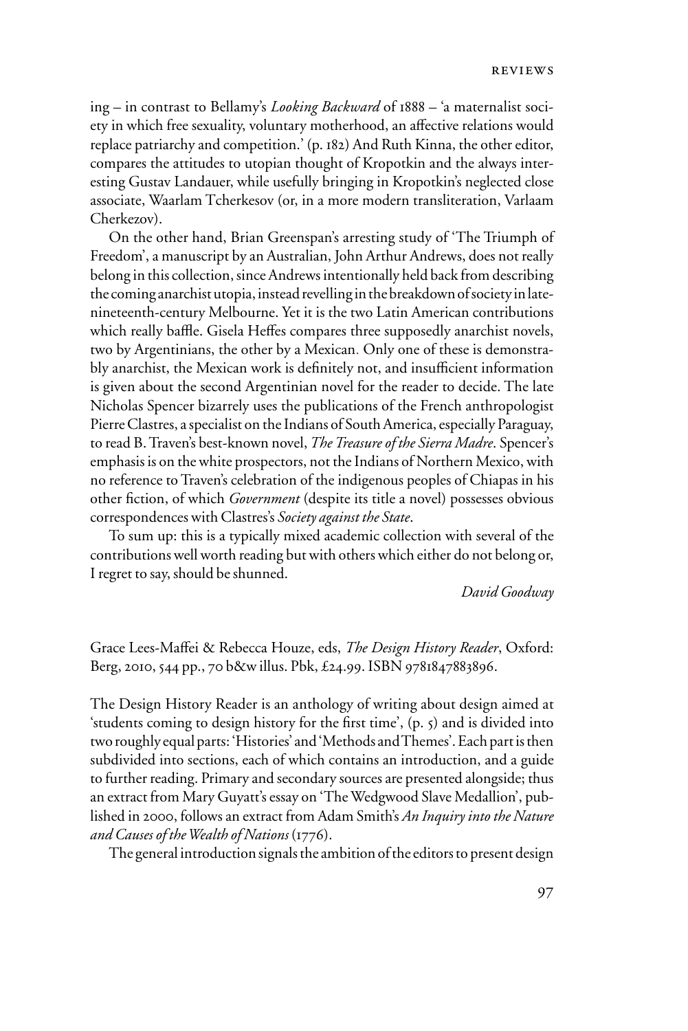ing – in contrast to Bellamy's *Looking Backward* of 1888 – 'a maternalist society in which free sexuality, voluntary motherhood, an affective relations would replace patriarchy and competition.' (p. 182) And Ruth Kinna, the other editor, compares the attitudes to utopian thought of Kropotkin and the always interesting Gustav Landauer, while usefully bringing in Kropotkin's neglected close associate, Waarlam Tcherkesov (or, in a more modern transliteration, Varlaam Cherkezov).

On the other hand, Brian Greenspan's arresting study of 'The Triumph of Freedom', a manuscript by an Australian, John Arthur Andrews, does not really belong in this collection, since Andrews intentionally held back from describing the coming anarchist utopia, instead revelling in the breakdown of society in late-nineteenth-century Melbourne. Yet it is the two Latin American contributions which really baffle. Gisela Heffes compares three supposedly anarchist novels, two by Argentinians, the other by a Mexican. Only one of these is demonstrably anarchist, the Mexican work is definitely not, and insufficient information is given about the second Argentinian novel for the reader to decide. The late Nicholas Spencer bizarrely uses the publications of the French anthropologist Pierre Clastres, a specialist on the Indians of South America, especially Paraguay, to read B. Traven's best-known novel, *The Treasure of the Sierra Madre*. Spencer's emphasis is on the white prospectors, not the Indians of Northern Mexico, with no reference to Traven's celebration of the indigenous peoples of Chiapas in his other fiction, of which *Government* (despite its title a novel) possesses obvious correspondences with Clastres's *Society against the State*.

To sum up: this is a typically mixed academic collection with several of the contributions well worth reading but with others which either do not belong or, I regret to say, should be shunned.

*David Goodway*

Grace Lees-Maffei & Rebecca Houze, eds, *The Design History Reader*, Oxford: Berg, 2010, 544 pp., 70 b&w illus. Pbk, £24.99. ISBN 9781847883896.

The Design History Reader is an anthology of writing about design aimed at 'students coming to design history for the first time', (p. 5) and is divided into two roughly equal parts: 'Histories' and 'Methods and Themes'. Each part is then subdivided into sections, each of which contains an introduction, and a guide to further reading. Primary and secondary sources are presented alongside; thus an extract from Mary Guyatt's essay on 'The Wedgwood Slave Medallion', published in 2000, follows an extract from Adam Smith's *An Inquiry into the Nature and Causes of the Wealth of Nations* (1776).

The general introduction signals the ambition of the editors to present design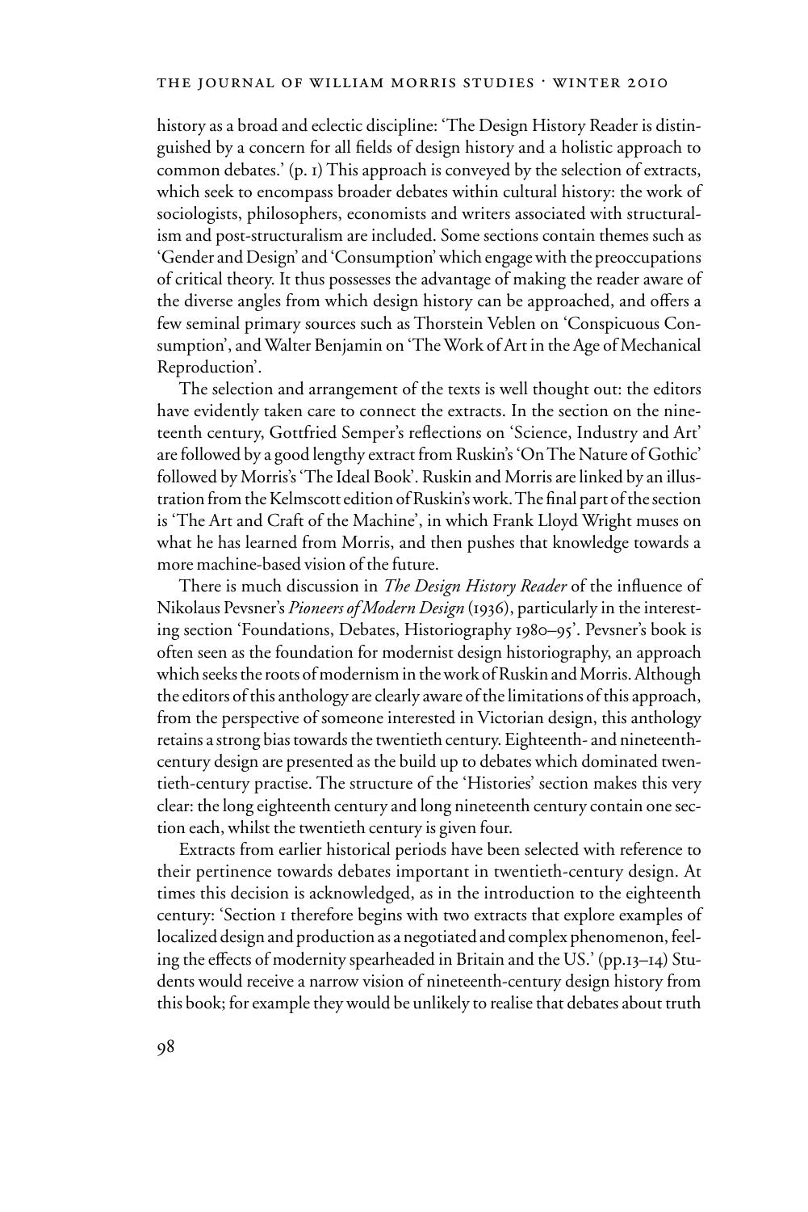history as a broad and eclectic discipline: 'The Design History Reader is distinguished by a concern for all fields of design history and a holistic approach to common debates.' (p. 1) This approach is conveyed by the selection of extracts, which seek to encompass broader debates within cultural history: the work of sociologists, philosophers, economists and writers associated with structuralism and post-structuralism are included. Some sections contain themes such as 'Gender and Design' and 'Consumption' which engage with the preoccupations of critical theory. It thus possesses the advantage of making the reader aware of the diverse angles from which design history can be approached, and offers a few seminal primary sources such as Thorstein Veblen on 'Conspicuous Consumption', and Walter Benjamin on 'The Work of Art in the Age of Mechanical Reproduction'.

The selection and arrangement of the texts is well thought out: the editors have evidently taken care to connect the extracts. In the section on the nineteenth century, Gottfried Semper's reflections on 'Science, Industry and Art' are followed by a good lengthy extract from Ruskin's 'On The Nature of Gothic' followed by Morris's 'The Ideal Book'. Ruskin and Morris are linked by an illustration from the Kelmscott edition of Ruskin's work. The final part of the section is 'The Art and Craft of the Machine', in which Frank Lloyd Wright muses on what he has learned from Morris, and then pushes that knowledge towards a more machine-based vision of the future.

There is much discussion in *The Design History Reader* of the influence of Nikolaus Pevsner's *Pioneers of Modern Design* (1936), particularly in the interesting section 'Foundations, Debates, Historiography 1980–95'. Pevsner's book is often seen as the foundation for modernist design historiography, an approach which seeks the roots of modernism in the work of Ruskin and Morris. Although the editors of this anthology are clearly aware of the limitations of this approach, from the perspective of someone interested in Victorian design, this anthology retains a strong bias towards the twentieth century. Eighteenth- and nineteenth-century design are presented as the build up to debates which dominated twentieth-century practise. The structure of the 'Histories' section makes this very clear: the long eighteenth century and long nineteenth century contain one section each, whilst the twentieth century is given four.

Extracts from earlier historical periods have been selected with reference to their pertinence towards debates important in twentieth-century design. At times this decision is acknowledged, as in the introduction to the eighteenth century: 'Section 1 therefore begins with two extracts that explore examples of localized design and production as a negotiated and complex phenomenon, feeling the effects of modernity spearheaded in Britain and the US.' (pp.13–14) Students would receive a narrow vision of nineteenth-century design history from this book; for example they would be unlikely to realise that debates about truth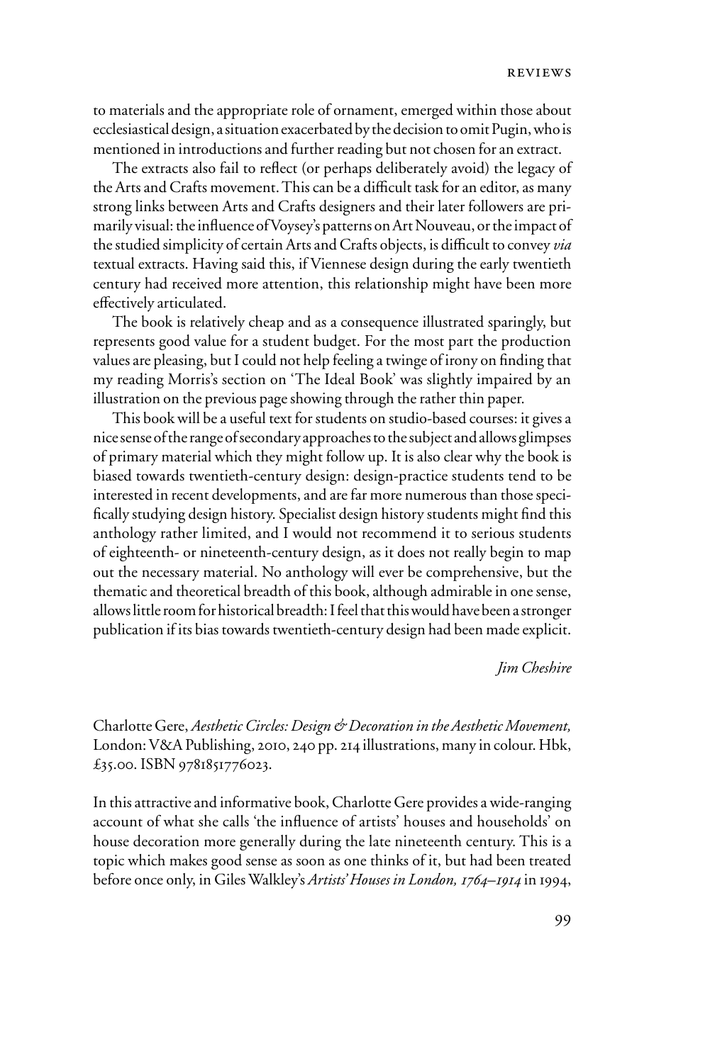to materials and the appropriate role of ornament, emerged within those about ecclesiastical design, a situation exacerbated by the decision to omit Pugin, who is mentioned in introductions and further reading but not chosen for an extract.

The extracts also fail to reflect (or perhaps deliberately avoid) the legacy of the Arts and Crafts movement. This can be a difficult task for an editor, as many strong links between Arts and Crafts designers and their later followers are primarily visual: the influence of Voysey's patterns on Art Nouveau, or the impact of the studied simplicity of certain Arts and Crafts objects, is difficult to convey *via* textual extracts. Having said this, if Viennese design during the early twentieth century had received more attention, this relationship might have been more effectively articulated.

The book is relatively cheap and as a consequence illustrated sparingly, but represents good value for a student budget. For the most part the production values are pleasing, but I could not help feeling a twinge of irony on finding that my reading Morris's section on 'The Ideal Book' was slightly impaired by an illustration on the previous page showing through the rather thin paper.

This book will be a useful text for students on studio-based courses: it gives a nice sense of the range of secondary approaches to the subject and allows glimpses of primary material which they might follow up. It is also clear why the book is biased towards twentieth-century design: design-practice students tend to be interested in recent developments, and are far more numerous than those specifically studying design history. Specialist design history students might find this anthology rather limited, and I would not recommend it to serious students of eighteenth- or nineteenth-century design, as it does not really begin to map out the necessary material. No anthology will ever be comprehensive, but the thematic and theoretical breadth of this book, although admirable in one sense, allows little room for historical breadth: I feel that this would have been a stronger publication if its bias towards twentieth-century design had been made explicit.

*Jim Cheshire*

Charlotte Gere, *Aesthetic Circles: Design & Decoration in the Aesthetic Movement,* London: V&A Publishing, 2010, 240 pp. 214 illustrations, many in colour. Hbk, £35.00. ISBN 9781851776023.

In this attractive and informative book, Charlotte Gere provides a wide-ranging account of what she calls 'the influence of artists' houses and households' on house decoration more generally during the late nineteenth century. This is a topic which makes good sense as soon as one thinks of it, but had been treated before once only, in Giles Walkley's *Artists' Houses in London, 1764–1914* in 1994,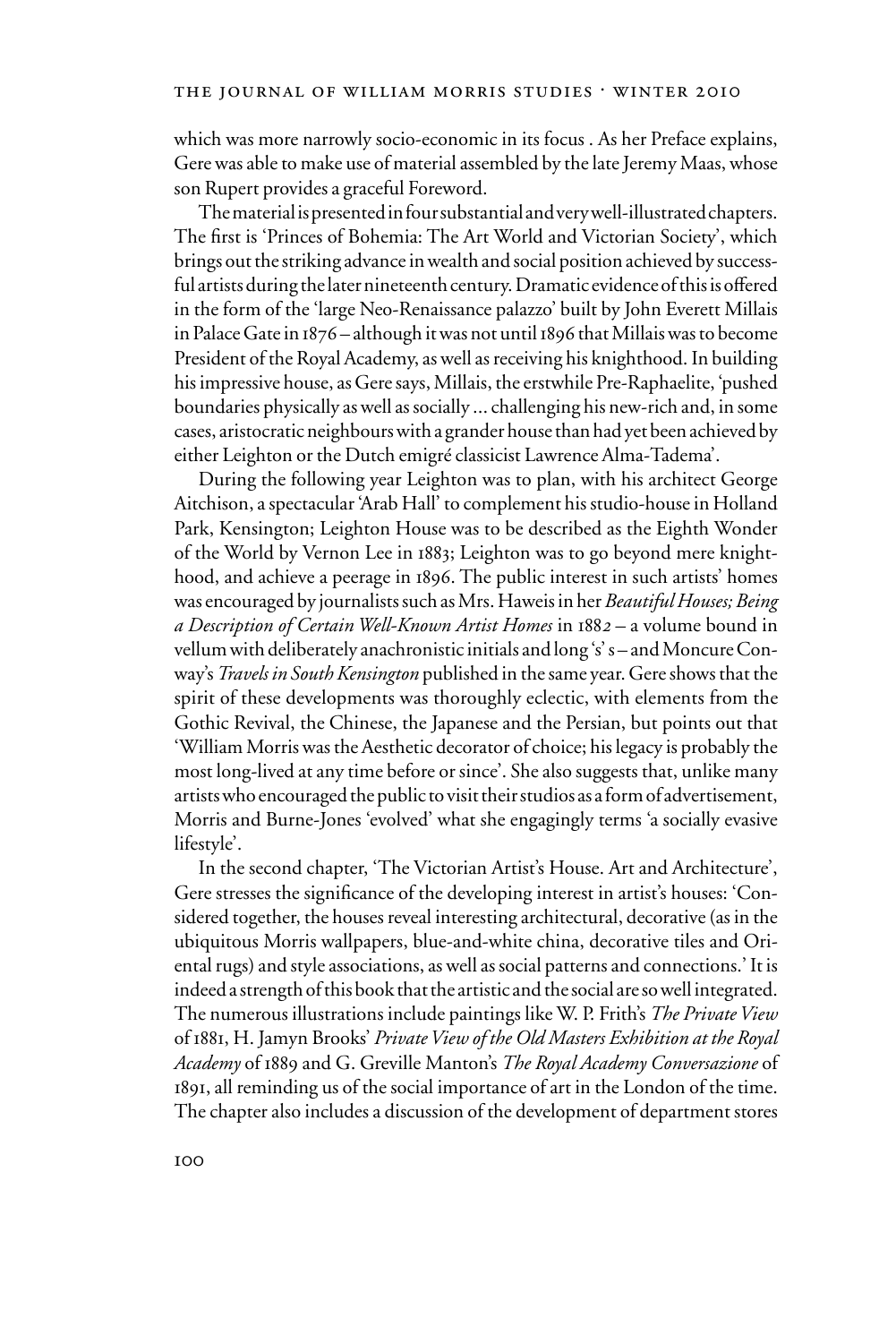which was more narrowly socio-economic in its focus . As her Preface explains, Gere was able to make use of material assembled by the late Jeremy Maas, whose son Rupert provides a graceful Foreword.

The material is presented in four substantial and very well-illustrated chapters. The first is 'Princes of Bohemia: The Art World and Victorian Society', which brings out the striking advance in wealth and social position achieved by successful artists during the later nineteenth century. Dramatic evidence of this is offered in the form of the 'large Neo-Renaissance palazzo' built by John Everett Millais in Palace Gate in 1876 – although it was not until 1896 that Millais was to become President of the Royal Academy, as well as receiving his knighthood. In building his impressive house, as Gere says, Millais, the erstwhile Pre-Raphaelite, 'pushed boundaries physically as well as socially ... challenging his new-rich and, in some cases, aristocratic neighbours with a grander house than had yet been achieved by either Leighton or the Dutch emigré classicist Lawrence Alma-Tadema'.

During the following year Leighton was to plan, with his architect George Aitchison, a spectacular 'Arab Hall' to complement his studio-house in Holland Park, Kensington; Leighton House was to be described as the Eighth Wonder of the World by Vernon Lee in 1883; Leighton was to go beyond mere knighthood, and achieve a peerage in 1896. The public interest in such artists' homes was encouraged by journalists such as Mrs. Haweis in her *Beautiful Houses; Being a Description of Certain Well-Known Artist Homes* in 1882 – a volume bound in vellum with deliberately anachronistic initials and long 's' s – and Moncure Conway's *Travels in South Kensington* published in the same year. Gere shows that the spirit of these developments was thoroughly eclectic, with elements from the Gothic Revival, the Chinese, the Japanese and the Persian, but points out that 'William Morris was the Aesthetic decorator of choice; his legacy is probably the most long-lived at any time before or since'. She also suggests that, unlike many artists who encouraged the public to visit their studios as a form of advertisement, Morris and Burne-Jones 'evolved' what she engagingly terms 'a socially evasive lifestyle'.

In the second chapter, 'The Victorian Artist's House. Art and Architecture', Gere stresses the significance of the developing interest in artist's houses: 'Considered together, the houses reveal interesting architectural, decorative (as in the ubiquitous Morris wallpapers, blue-and-white china, decorative tiles and Oriental rugs) and style associations, as well as social patterns and connections.' It is indeed a strength of this book that the artistic and the social are so well integrated. The numerous illustrations include paintings like W. P. Frith's *The Private View* of 1881, H. Jamyn Brooks' *Private View of the Old Masters Exhibition at the Royal Academy* of 1889 and G. Greville Manton's *The Royal Academy Conversazione* of 1891, all reminding us of the social importance of art in the London of the time. The chapter also includes a discussion of the development of department stores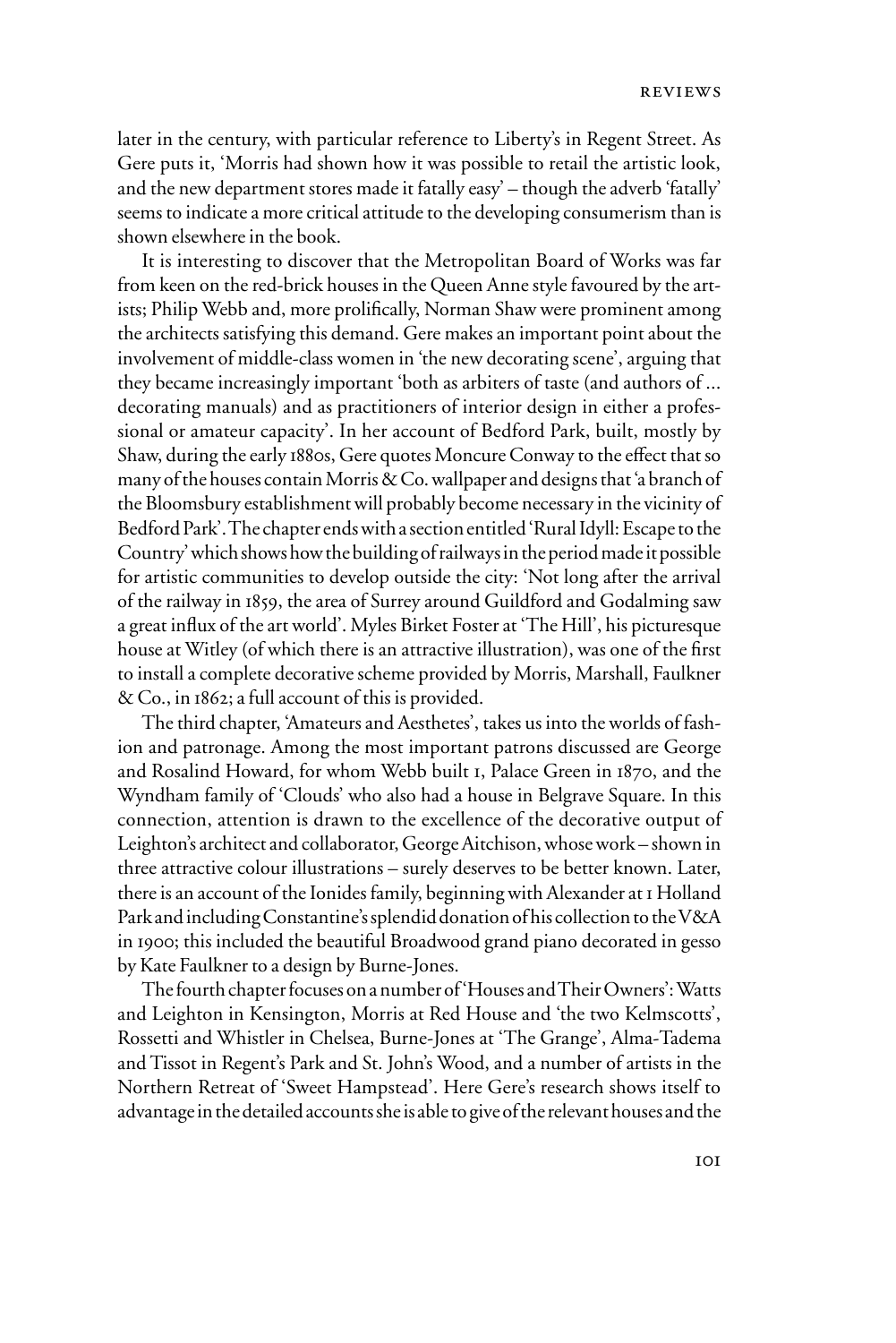later in the century, with particular reference to Liberty's in Regent Street. As Gere puts it, 'Morris had shown how it was possible to retail the artistic look, and the new department stores made it fatally easy' – though the adverb 'fatally' seems to indicate a more critical attitude to the developing consumerism than is shown elsewhere in the book.

It is interesting to discover that the Metropolitan Board of Works was far from keen on the red-brick houses in the Queen Anne style favoured by the artists; Philip Webb and, more prolifically, Norman Shaw were prominent among the architects satisfying this demand. Gere makes an important point about the involvement of middle-class women in 'the new decorating scene', arguing that they became increasingly important 'both as arbiters of taste (and authors of ... decorating manuals) and as practitioners of interior design in either a professional or amateur capacity'. In her account of Bedford Park, built, mostly by Shaw, during the early 1880s, Gere quotes Moncure Conway to the effect that so many of the houses contain Morris & Co. wallpaper and designs that 'a branch of the Bloomsbury establishment will probably become necessary in the vicinity of Bedford Park'. The chapter ends with a section entitled 'Rural Idyll: Escape to the Country' which shows how the building of railways in the period made it possible for artistic communities to develop outside the city: 'Not long after the arrival of the railway in 1859, the area of Surrey around Guildford and Godalming saw a great influx of the art world'. Myles Birket Foster at 'The Hill', his picturesque house at Witley (of which there is an attractive illustration), was one of the first to install a complete decorative scheme provided by Morris, Marshall, Faulkner & Co., in 1862; a full account of this is provided.

The third chapter, 'Amateurs and Aesthetes', takes us into the worlds of fashion and patronage. Among the most important patrons discussed are George and Rosalind Howard, for whom Webb built 1, Palace Green in 1870, and the Wyndham family of 'Clouds' who also had a house in Belgrave Square. In this connection, attention is drawn to the excellence of the decorative output of Leighton's architect and collaborator, George Aitchison, whose work – shown in three attractive colour illustrations – surely deserves to be better known. Later, there is an account of the Ionides family, beginning with Alexander at 1 Holland Park and including Constantine's splendid donation of his collection to the V&A in 1900; this included the beautiful Broadwood grand piano decorated in gesso by Kate Faulkner to a design by Burne-Jones.

The fourth chapter focuses on a number of 'Houses and Their Owners': Watts and Leighton in Kensington, Morris at Red House and 'the two Kelmscotts', Rossetti and Whistler in Chelsea, Burne-Jones at 'The Grange', Alma-Tadema and Tissot in Regent's Park and St. John's Wood, and a number of artists in the Northern Retreat of 'Sweet Hampstead'. Here Gere's research shows itself to advantage in the detailed accounts she is able to give of the relevant houses and the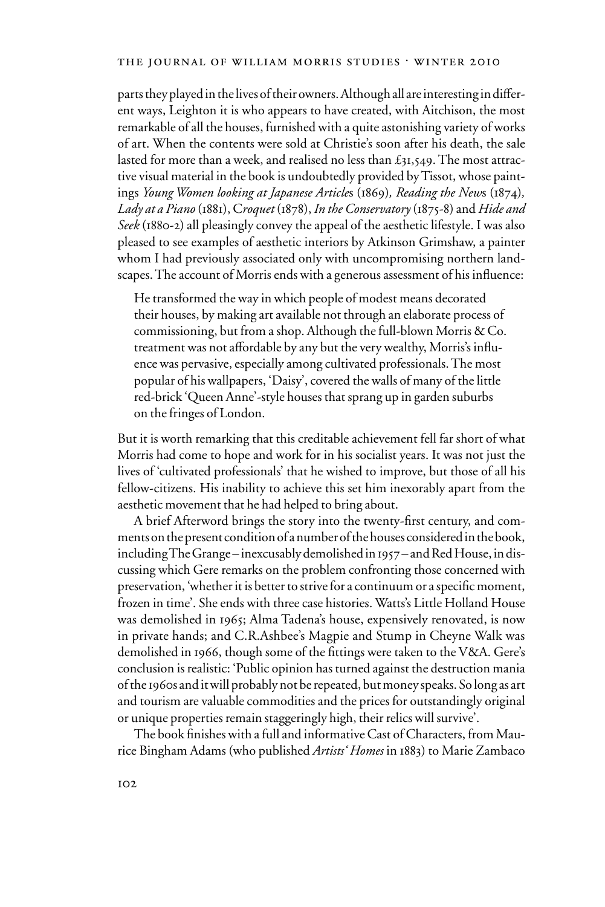parts they played in the lives of their owners. Although all are interesting in different ways, Leighton it is who appears to have created, with Aitchison, the most remarkable of all the houses, furnished with a quite astonishing variety of works of art. When the contents were sold at Christie's soon after his death, the sale lasted for more than a week, and realised no less than £31,549. The most attractive visual material in the book is undoubtedly provided by Tissot, whose paintings *Young Women looking at Japanese Articles* (1869)*, Reading the News* (1874)*, Lady at a Piano* (1881), C*roquet* (1878), *In the Conservatory* (1875-8) and *Hide and Seek* (1880-2) all pleasingly convey the appeal of the aesthetic lifestyle. I was also pleased to see examples of aesthetic interiors by Atkinson Grimshaw, a painter whom I had previously associated only with uncompromising northern landscapes. The account of Morris ends with a generous assessment of his influence:

> He transformed the way in which people of modest means decorated their houses, by making art available not through an elaborate process of commissioning, but from a shop. Although the full-blown Morris & Co. treatment was not affordable by any but the very wealthy, Morris's influence was pervasive, especially among cultivated professionals. The most popular of his wallpapers, 'Daisy', covered the walls of many of the little red-brick 'Queen Anne'-style houses that sprang up in garden suburbs on the fringes of London.

But it is worth remarking that this creditable achievement fell far short of what Morris had come to hope and work for in his socialist years. It was not just the lives of 'cultivated professionals' that he wished to improve, but those of all his fellow-citizens. His inability to achieve this set him inexorably apart from the aesthetic movement that he had helped to bring about.

A brief Afterword brings the story into the twenty-first century, and comments on the present condition of a number of the houses considered in the book, including The Grange – inexcusably demolished in 1957 – and Red House, in discussing which Gere remarks on the problem confronting those concerned with preservation, 'whether it is better to strive for a continuum or a specific moment, frozen in time'. She ends with three case histories. Watts's Little Holland House was demolished in 1965; Alma Tadena's house, expensively renovated, is now in private hands; and C.R.Ashbee's Magpie and Stump in Cheyne Walk was demolished in 1966, though some of the fittings were taken to the V&A. Gere's conclusion is realistic: 'Public opinion has turned against the destruction mania of the 1960s and it will probably not be repeated, but money speaks. So long as art and tourism are valuable commodities and the prices for outstandingly original or unique properties remain staggeringly high, their relics will survive'.

The book finishes with a full and informative Cast of Characters, from Maurice Bingham Adams (who published *Artists' Homes* in 1883) to Marie Zambaco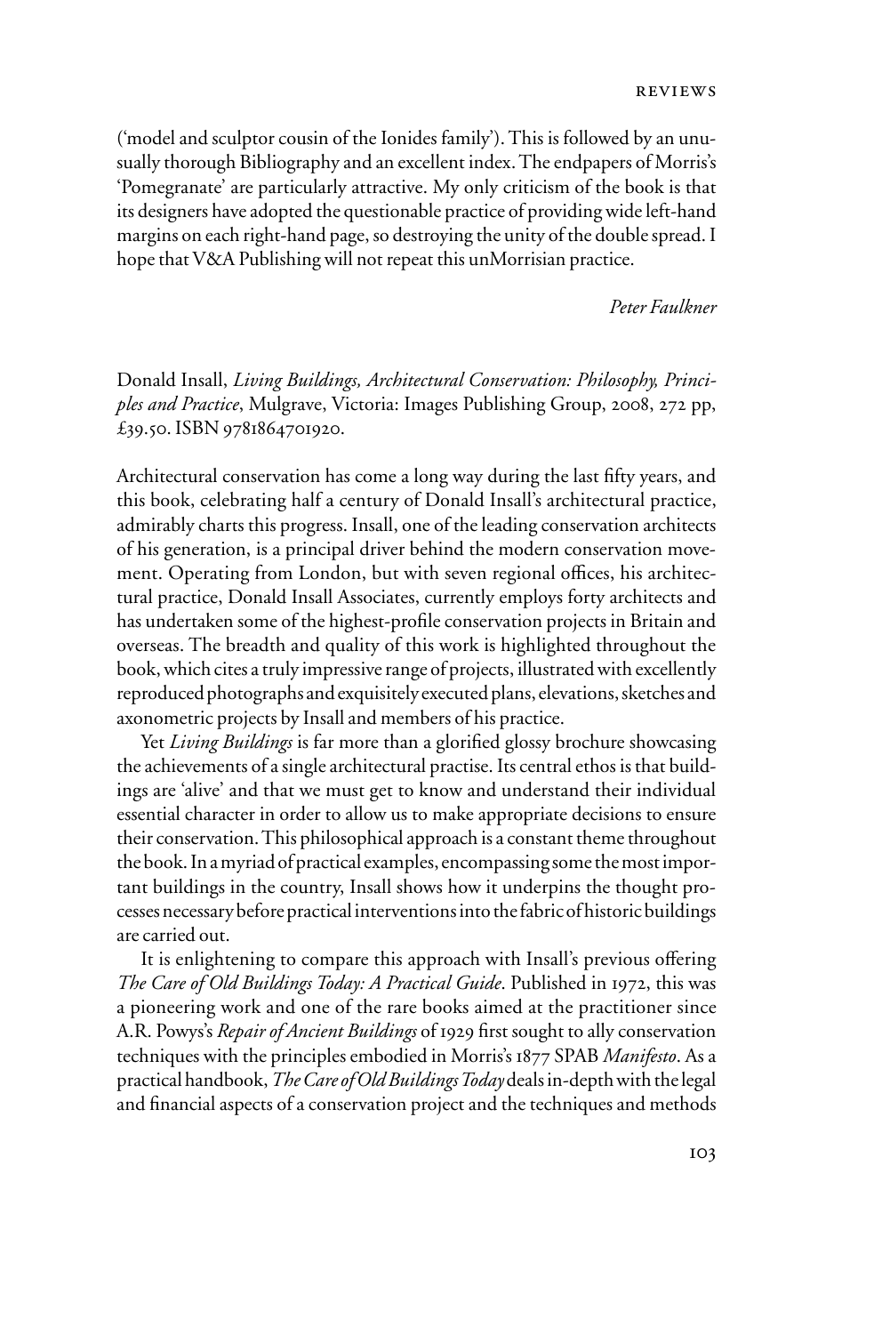('model and sculptor cousin of the Ionides family'). This is followed by an unusually thorough Bibliography and an excellent index. The endpapers of Morris's 'Pomegranate' are particularly attractive. My only criticism of the book is that its designers have adopted the questionable practice of providing wide left-hand margins on each right-hand page, so destroying the unity of the double spread. I hope that V&A Publishing will not repeat this unMorrisian practice.

*Peter Faulkner*

Donald Insall, *Living Buildings, Architectural Conservation: Philosophy, Principles and Practice*, Mulgrave, Victoria: Images Publishing Group, 2008, 272 pp, £39.50. ISBN 9781864701920.

Architectural conservation has come a long way during the last fifty years, and this book, celebrating half a century of Donald Insall's architectural practice, admirably charts this progress. Insall, one of the leading conservation architects of his generation, is a principal driver behind the modern conservation movement. Operating from London, but with seven regional offices, his architectural practice, Donald Insall Associates, currently employs forty architects and has undertaken some of the highest-profile conservation projects in Britain and overseas. The breadth and quality of this work is highlighted throughout the book, which cites a truly impressive range of projects, illustrated with excellently reproduced photographs and exquisitely executed plans, elevations, sketches and axonometric projects by Insall and members of his practice.

Yet *Living Buildings* is far more than a glorified glossy brochure showcasing the achievements of a single architectural practise. Its central ethos is that buildings are 'alive' and that we must get to know and understand their individual essential character in order to allow us to make appropriate decisions to ensure their conservation. This philosophical approach is a constant theme throughout the book. In a myriad of practical examples, encompassing some the most important buildings in the country, Insall shows how it underpins the thought processes necessary before practical interventions into the fabric of historic buildings are carried out.

It is enlightening to compare this approach with Insall's previous offering *The Care of Old Buildings Today: A Practical Guide*. Published in 1972, this was a pioneering work and one of the rare books aimed at the practitioner since A.R. Powys's *Repair of Ancient Buildings* of 1929 first sought to ally conservation techniques with the principles embodied in Morris's 1877 SPAB *Manifesto*. As a practical handbook, *The Care of Old Buildings Today* deals in-depth with the legal and financial aspects of a conservation project and the techniques and methods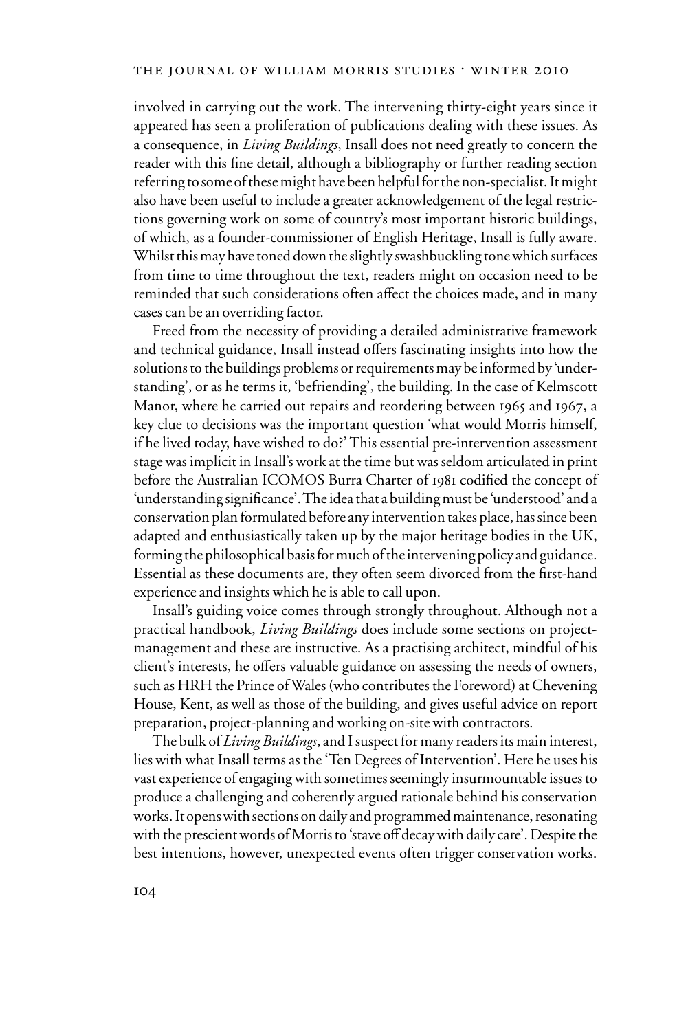involved in carrying out the work. The intervening thirty-eight years since it appeared has seen a proliferation of publications dealing with these issues. As a consequence, in *Living Buildings*, Insall does not need greatly to concern the reader with this fine detail, although a bibliography or further reading section referring to some of these might have been helpful for the non-specialist. It might also have been useful to include a greater acknowledgement of the legal restrictions governing work on some of country's most important historic buildings, of which, as a founder-commissioner of English Heritage, Insall is fully aware. Whilst this may have toned down the slightly swashbuckling tone which surfaces from time to time throughout the text, readers might on occasion need to be reminded that such considerations often affect the choices made, and in many cases can be an overriding factor.

Freed from the necessity of providing a detailed administrative framework and technical guidance, Insall instead offers fascinating insights into how the solutions to the buildings problems or requirements may be informed by 'understanding', or as he terms it, 'befriending', the building. In the case of Kelmscott Manor, where he carried out repairs and reordering between 1965 and 1967, a key clue to decisions was the important question 'what would Morris himself, if he lived today, have wished to do?' This essential pre-intervention assessment stage was implicit in Insall's work at the time but was seldom articulated in print before the Australian ICOMOS Burra Charter of 1981 codified the concept of 'understanding significance'. The idea that a building must be 'understood' and a conservation plan formulated before any intervention takes place, has since been adapted and enthusiastically taken up by the major heritage bodies in the UK, forming the philosophical basis for much of the intervening policy and guidance. Essential as these documents are, they often seem divorced from the first-hand experience and insights which he is able to call upon.

Insall's guiding voice comes through strongly throughout. Although not a practical handbook, *Living Buildings* does include some sections on project-management and these are instructive. As a practising architect, mindful of his client's interests, he offers valuable guidance on assessing the needs of owners, such as HRH the Prince of Wales (who contributes the Foreword) at Chevening House, Kent, as well as those of the building, and gives useful advice on report preparation, project-planning and working on-site with contractors.

The bulk of *Living Buildings*, and I suspect for many readers its main interest, lies with what Insall terms as the 'Ten Degrees of Intervention'. Here he uses his vast experience of engaging with sometimes seemingly insurmountable issues to produce a challenging and coherently argued rationale behind his conservation works. It opens with sections on daily and programmed maintenance, resonating with the prescient words of Morris to 'stave off decay with daily care'. Despite the best intentions, however, unexpected events often trigger conservation works.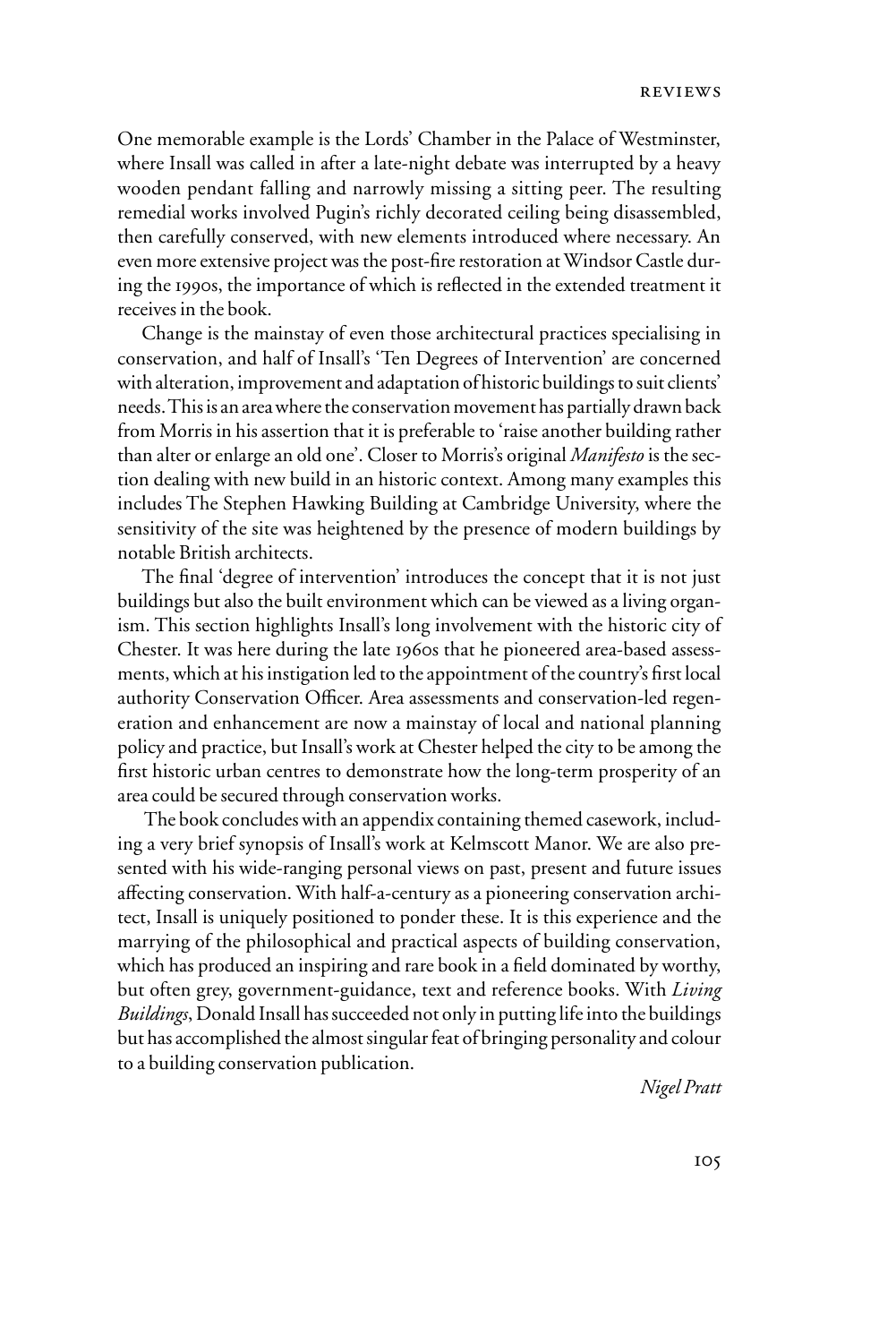One memorable example is the Lords' Chamber in the Palace of Westminster, where Insall was called in after a late-night debate was interrupted by a heavy wooden pendant falling and narrowly missing a sitting peer. The resulting remedial works involved Pugin's richly decorated ceiling being disassembled, then carefully conserved, with new elements introduced where necessary. An even more extensive project was the post-fire restoration at Windsor Castle during the 1990s, the importance of which is reflected in the extended treatment it receives in the book.

Change is the mainstay of even those architectural practices specialising in conservation, and half of Insall's 'Ten Degrees of Intervention' are concerned with alteration, improvement and adaptation of historic buildings to suit clients' needs. This is an area where the conservation movement has partially drawn back from Morris in his assertion that it is preferable to 'raise another building rather than alter or enlarge an old one'. Closer to Morris's original *Manifesto* is the section dealing with new build in an historic context. Among many examples this includes The Stephen Hawking Building at Cambridge University, where the sensitivity of the site was heightened by the presence of modern buildings by notable British architects.

The final 'degree of intervention' introduces the concept that it is not just buildings but also the built environment which can be viewed as a living organism. This section highlights Insall's long involvement with the historic city of Chester. It was here during the late 1960s that he pioneered area-based assessments, which at his instigation led to the appointment of the country's first local authority Conservation Officer. Area assessments and conservation-led regeneration and enhancement are now a mainstay of local and national planning policy and practice, but Insall's work at Chester helped the city to be among the first historic urban centres to demonstrate how the long-term prosperity of an area could be secured through conservation works.

The book concludes with an appendix containing themed casework, including a very brief synopsis of Insall's work at Kelmscott Manor. We are also presented with his wide-ranging personal views on past, present and future issues affecting conservation. With half-a-century as a pioneering conservation architect, Insall is uniquely positioned to ponder these. It is this experience and the marrying of the philosophical and practical aspects of building conservation, which has produced an inspiring and rare book in a field dominated by worthy, but often grey, government-guidance, text and reference books. With *Living Buildings*, Donald Insall has succeeded not only in putting life into the buildings but has accomplished the almost singular feat of bringing personality and colour to a building conservation publication.

*Nigel Pratt*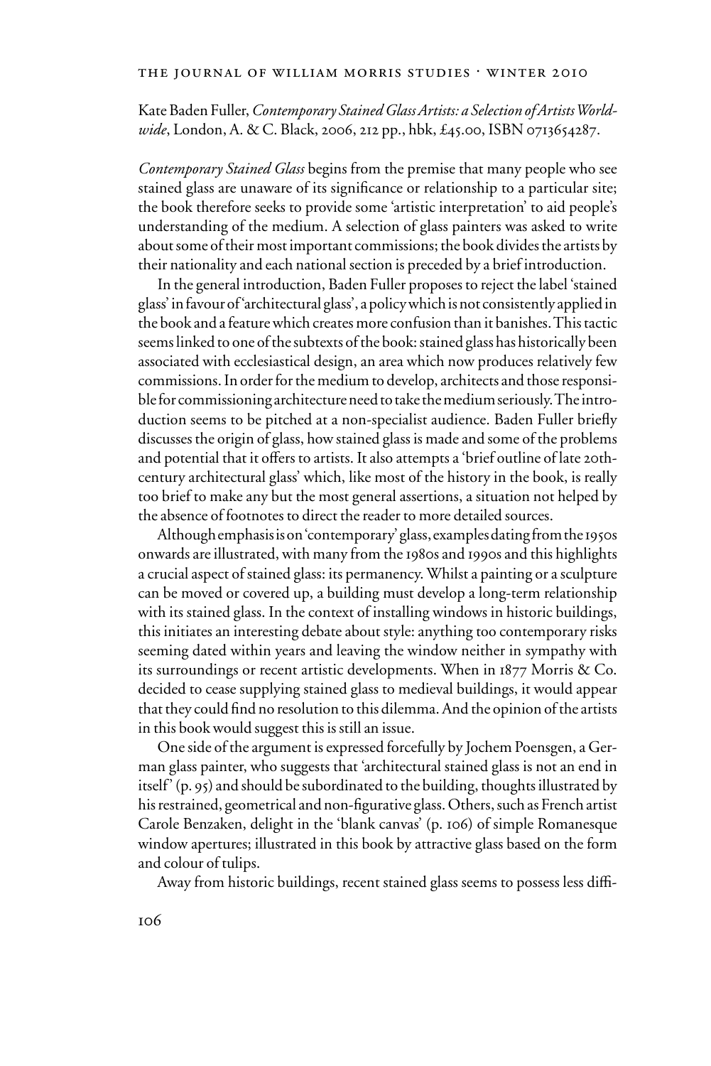Kate Baden Fuller, *Contemporary Stained Glass Artists: a Selection of Artists Worldwide*, London, A. & C. Black, 2006, 212 pp., hbk, £45.00, ISBN 0713654287.

*Contemporary Stained Glass* begins from the premise that many people who see stained glass are unaware of its significance or relationship to a particular site; the book therefore seeks to provide some 'artistic interpretation' to aid people's understanding of the medium. A selection of glass painters was asked to write about some of their most important commissions; the book divides the artists by their nationality and each national section is preceded by a brief introduction.

In the general introduction, Baden Fuller proposes to reject the label 'stained glass' in favour of 'architectural glass', a policy which is not consistently applied in the book and a feature which creates more confusion than it banishes. This tactic seems linked to one of the subtexts of the book: stained glass has historically been associated with ecclesiastical design, an area which now produces relatively few commissions. In order for the medium to develop, architects and those responsible for commissioning architecture need to take the medium seriously. The introduction seems to be pitched at a non-specialist audience. Baden Fuller briefly discusses the origin of glass, how stained glass is made and some of the problems and potential that it offers to artists. It also attempts a 'brief outline of late 20th-century architectural glass' which, like most of the history in the book, is really too brief to make any but the most general assertions, a situation not helped by the absence of footnotes to direct the reader to more detailed sources.

Although emphasis is on 'contemporary' glass, examples dating from the 1950s onwards are illustrated, with many from the 1980s and 1990s and this highlights a crucial aspect of stained glass: its permanency. Whilst a painting or a sculpture can be moved or covered up, a building must develop a long-term relationship with its stained glass. In the context of installing windows in historic buildings, this initiates an interesting debate about style: anything too contemporary risks seeming dated within years and leaving the window neither in sympathy with its surroundings or recent artistic developments. When in 1877 Morris & Co. decided to cease supplying stained glass to medieval buildings, it would appear that they could find no resolution to this dilemma. And the opinion of the artists in this book would suggest this is still an issue.

One side of the argument is expressed forcefully by Jochem Poensgen, a German glass painter, who suggests that 'architectural stained glass is not an end in itself' (p. 95) and should be subordinated to the building, thoughts illustrated by his restrained, geometrical and non-figurative glass. Others, such as French artist Carole Benzaken, delight in the 'blank canvas' (p. 106) of simple Romanesque window apertures; illustrated in this book by attractive glass based on the form and colour of tulips.

Away from historic buildings, recent stained glass seems to possess less diffi-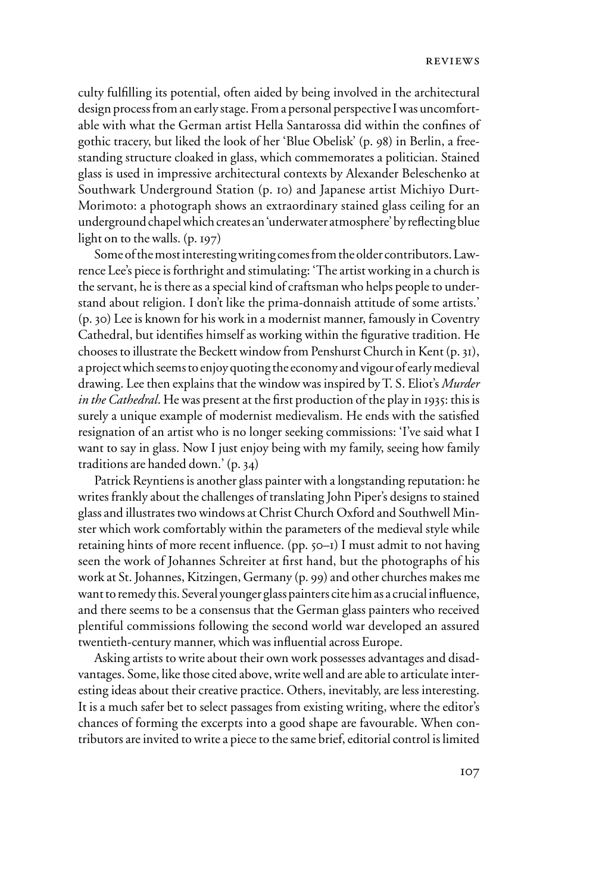culty fulfilling its potential, often aided by being involved in the architectural design process from an early stage. From a personal perspective I was uncomfortable with what the German artist Hella Santarossa did within the confines of gothic tracery, but liked the look of her 'Blue Obelisk' (p. 98) in Berlin, a free-standing structure cloaked in glass, which commemorates a politician. Stained glass is used in impressive architectural contexts by Alexander Beleschenko at Southwark Underground Station (p. 10) and Japanese artist Michiyo Durt-Morimoto: a photograph shows an extraordinary stained glass ceiling for an underground chapel which creates an 'underwater atmosphere' by reflecting blue light on to the walls. (p. 197)

Some of the most interesting writing comes from the older contributors. Lawrence Lee's piece is forthright and stimulating: 'The artist working in a church is the servant, he is there as a special kind of craftsman who helps people to understand about religion. I don't like the prima-donnaish attitude of some artists.' (p. 30) Lee is known for his work in a modernist manner, famously in Coventry Cathedral, but identifies himself as working within the figurative tradition. He chooses to illustrate the Beckett window from Penshurst Church in Kent (p. 31), a project which seems to enjoy quoting the economy and vigour of early medieval drawing. Lee then explains that the window was inspired by T. S. Eliot's *Murder in the Cathedral*. He was present at the first production of the play in 1935: this is surely a unique example of modernist medievalism. He ends with the satisfied resignation of an artist who is no longer seeking commissions: 'I've said what I want to say in glass. Now I just enjoy being with my family, seeing how family traditions are handed down.' (p. 34)

Patrick Reyntiens is another glass painter with a longstanding reputation: he writes frankly about the challenges of translating John Piper's designs to stained glass and illustrates two windows at Christ Church Oxford and Southwell Minster which work comfortably within the parameters of the medieval style while retaining hints of more recent influence. (pp. 50–1) I must admit to not having seen the work of Johannes Schreiter at first hand, but the photographs of his work at St. Johannes, Kitzingen, Germany (p. 99) and other churches makes me want to remedy this. Several younger glass painters cite him as a crucial influence, and there seems to be a consensus that the German glass painters who received plentiful commissions following the second world war developed an assured twentieth-century manner, which was influential across Europe.

Asking artists to write about their own work possesses advantages and disadvantages. Some, like those cited above, write well and are able to articulate interesting ideas about their creative practice. Others, inevitably, are less interesting. It is a much safer bet to select passages from existing writing, where the editor's chances of forming the excerpts into a good shape are favourable. When contributors are invited to write a piece to the same brief, editorial control is limited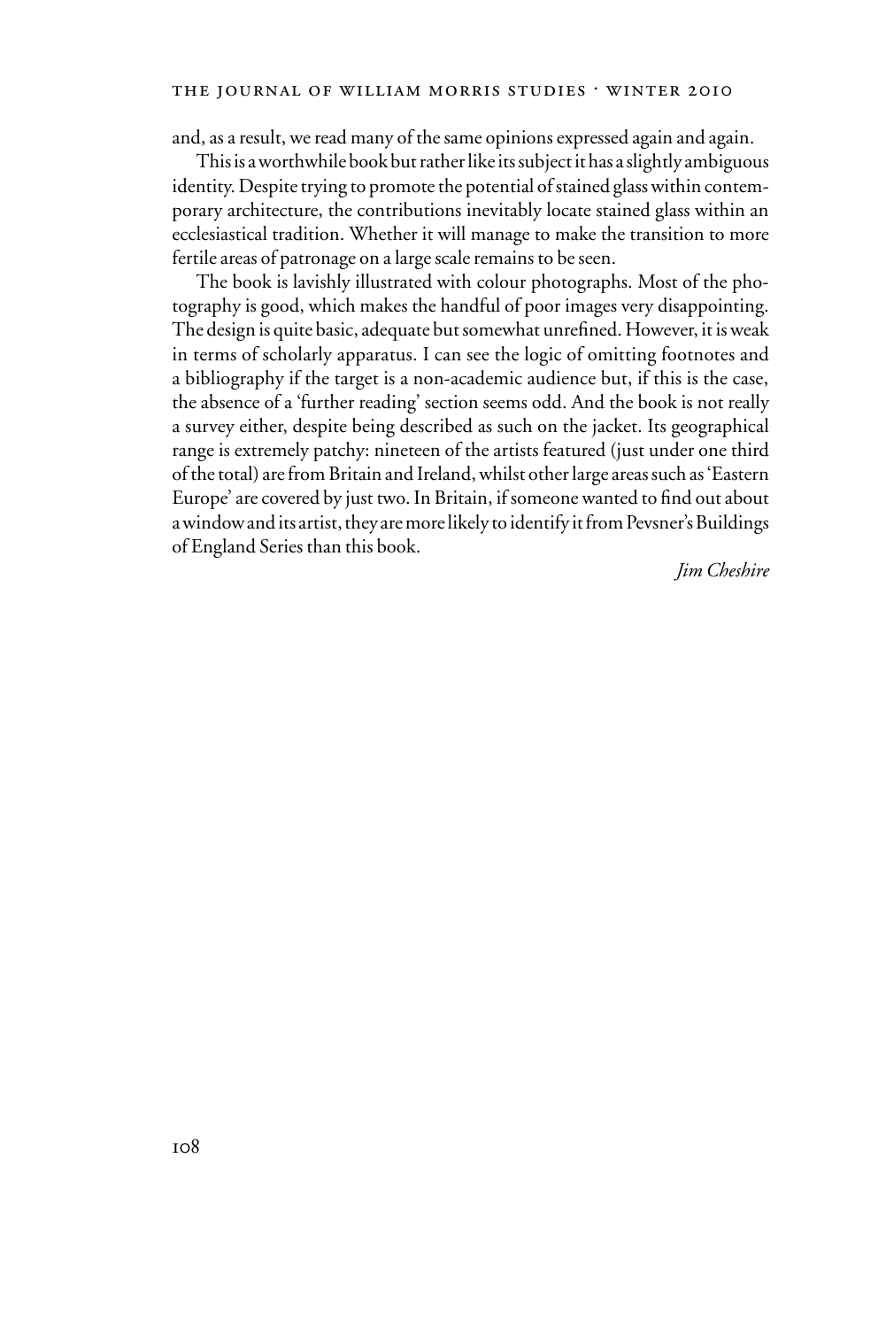and, as a result, we read many of the same opinions expressed again and again.

This is a worthwhile book but rather like its subject it has a slightly ambiguous identity. Despite trying to promote the potential of stained glass within contemporary architecture, the contributions inevitably locate stained glass within an ecclesiastical tradition. Whether it will manage to make the transition to more fertile areas of patronage on a large scale remains to be seen.

The book is lavishly illustrated with colour photographs. Most of the photography is good, which makes the handful of poor images very disappointing. The design is quite basic, adequate but somewhat unrefined. However, it is weak in terms of scholarly apparatus. I can see the logic of omitting footnotes and a bibliography if the target is a non-academic audience but, if this is the case, the absence of a 'further reading' section seems odd. And the book is not really a survey either, despite being described as such on the jacket. Its geographical range is extremely patchy: nineteen of the artists featured (just under one third of the total) are from Britain and Ireland, whilst other large areas such as 'Eastern Europe' are covered by just two. In Britain, if someone wanted to find out about a window and its artist, they are more likely to identify it from Pevsner's Buildings of England Series than this book.

*Jim Cheshire*